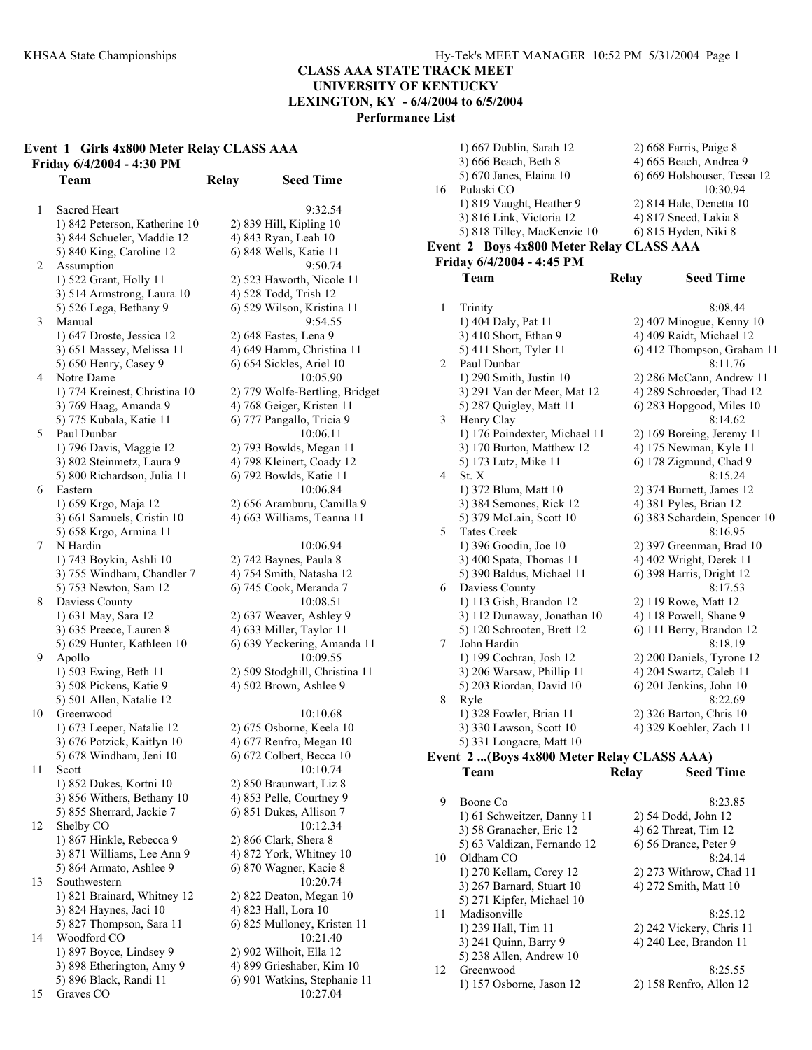# CLASS AAA STATE TRACK MEET
## UNIVERSITY OF KENTUCKY
## LEXINGTON, KY - 6/4/2004 to 6/5/2004
### Performance List

### Event 1 Girls 4x800 Meter Relay CLASS AAA
**Friday 6/4/2004 - 4:30 PM**

| | Team | Relay | Seed Time |
|---|---|---|---|
| 1 | Sacred Heart | | 9:32.54 |
| | 1) 842 Peterson, Katherine 10 | 2) 839 Hill, Kipling 10 | |
| | 3) 844 Schueler, Maddie 12 | 4) 843 Ryan, Leah 10 | |
| | 5) 840 King, Caroline 12 | 6) 848 Wells, Katie 11 | |
| 2 | Assumption | | 9:50.74 |
| | 1) 522 Grant, Holly 11 | 2) 523 Haworth, Nicole 11 | |
| | 3) 514 Armstrong, Laura 10 | 4) 528 Todd, Trish 12 | |
| | 5) 526 Lega, Bethany 9 | 6) 529 Wilson, Kristina 11 | |
| 3 | Manual | | 9:54.55 |
| | 1) 647 Droste, Jessica 12 | 2) 648 Eastes, Lena 9 | |
| | 3) 651 Massey, Melissa 11 | 4) 649 Hamm, Christina 11 | |
| | 5) 650 Henry, Casey 9 | 6) 654 Sickles, Ariel 10 | |
| 4 | Notre Dame | | 10:05.90 |
| | 1) 774 Kreinest, Christina 10 | 2) 779 Wolfe-Bertling, Bridget | |
| | 3) 769 Haag, Amanda 9 | 4) 768 Geiger, Kristen 11 | |
| | 5) 775 Kubala, Katie 11 | 6) 777 Pangallo, Tricia 9 | |
| 5 | Paul Dunbar | | 10:06.11 |
| | 1) 796 Davis, Maggie 12 | 2) 793 Bowlds, Megan 11 | |
| | 3) 802 Steinmetz, Laura 9 | 4) 798 Kleinert, Coady 12 | |
| | 5) 800 Richardson, Julia 11 | 6) 792 Bowlds, Katie 11 | |
| 6 | Eastern | | 10:06.84 |
| | 1) 659 Krgo, Maja 12 | 2) 656 Aramburu, Camilla 9 | |
| | 3) 661 Samuels, Cristin 10 | 4) 663 Williams, Teanna 11 | |
| | 5) 658 Krgo, Armina 11 | | |
| 7 | N Hardin | | 10:06.94 |
| | 1) 743 Boykin, Ashli 10 | 2) 742 Baynes, Paula 8 | |
| | 3) 755 Windham, Chandler 7 | 4) 754 Smith, Natasha 12 | |
| | 5) 753 Newton, Sam 12 | 6) 745 Cook, Meranda 7 | |
| 8 | Daviess County | | 10:08.51 |
| | 1) 631 May, Sara 12 | 2) 637 Weaver, Ashley 9 | |
| | 3) 635 Preece, Lauren 8 | 4) 633 Miller, Taylor 11 | |
| | 5) 629 Hunter, Kathleen 10 | 6) 639 Yeckering, Amanda 11 | |
| 9 | Apollo | | 10:09.55 |
| | 1) 503 Ewing, Beth 11 | 2) 509 Stodghill, Christina 11 | |
| | 3) 508 Pickens, Katie 9 | 4) 502 Brown, Ashlee 9 | |
| | 5) 501 Allen, Natalie 12 | | |
| 10 | Greenwood | | 10:10.68 |
| | 1) 673 Leeper, Natalie 12 | 2) 675 Osborne, Keela 10 | |
| | 3) 676 Potzick, Kaitlyn 10 | 4) 677 Renfro, Megan 10 | |
| | 5) 678 Windham, Jeni 10 | 6) 672 Colbert, Becca 10 | |
| 11 | Scott | | 10:10.74 |
| | 1) 852 Dukes, Kortni 10 | 2) 850 Braunwart, Liz 8 | |
| | 3) 856 Withers, Bethany 10 | 4) 853 Pelle, Courtney 9 | |
| | 5) 855 Sherrard, Jackie 7 | 6) 851 Dukes, Allison 7 | |
| 12 | Shelby CO | | 10:12.34 |
| | 1) 867 Hinkle, Rebecca 9 | 2) 866 Clark, Shera 8 | |
| | 3) 871 Williams, Lee Ann 9 | 4) 872 York, Whitney 10 | |
| | 5) 864 Armato, Ashlee 9 | 6) 870 Wagner, Kacie 8 | |
| 13 | Southwestern | | 10:20.74 |
| | 1) 821 Brainard, Whitney 12 | 2) 822 Deaton, Megan 10 | |
| | 3) 824 Haynes, Jaci 10 | 4) 823 Hall, Lora 10 | |
| | 5) 827 Thompson, Sara 11 | 6) 825 Mulloney, Kristen 11 | |
| 14 | Woodford CO | | 10:21.40 |
| | 1) 897 Boyce, Lindsey 9 | 2) 902 Wilhoit, Ella 12 | |
| | 3) 898 Etherington, Amy 9 | 4) 899 Grieshaber, Kim 10 | |
| | 5) 896 Black, Randi 11 | 6) 901 Watkins, Stephanie 11 | |
| 15 | Graves CO | | 10:27.04 |
| | 1) 667 Dublin, Sarah 12 | 2) 668 Farris, Paige 8 | |
| | 3) 666 Beach, Beth 8 | 4) 665 Beach, Andrea 9 | |
| | 5) 670 Janes, Elaina 10 | 6) 669 Holshouser, Tessa 12 | |
| 16 | Pulaski CO | | 10:30.94 |
| | 1) 819 Vaught, Heather 9 | 2) 814 Hale, Denetta 10 | |
| | 3) 816 Link, Victoria 12 | 4) 817 Sneed, Lakia 8 | |
| | 5) 818 Tilley, MacKenzie 10 | 6) 815 Hyden, Niki 8 | |

### Event 2 Boys 4x800 Meter Relay CLASS AAA
**Friday 6/4/2004 - 4:45 PM**

| | Team | Relay | Seed Time |
|---|---|---|---|
| 1 | Trinity | | 8:08.44 |
| | 1) 404 Daly, Pat 11 | 2) 407 Minogue, Kenny 10 | |
| | 3) 410 Short, Ethan 9 | 4) 409 Raidt, Michael 12 | |
| | 5) 411 Short, Tyler 11 | 6) 412 Thompson, Graham 11 | |
| 2 | Paul Dunbar | | 8:11.76 |
| | 1) 290 Smith, Justin 10 | 2) 286 McCann, Andrew 11 | |
| | 3) 291 Van der Meer, Mat 12 | 4) 289 Schroeder, Thad 12 | |
| | 5) 287 Quigley, Matt 11 | 6) 283 Hopgood, Miles 10 | |
| 3 | Henry Clay | | 8:14.62 |
| | 1) 176 Poindexter, Michael 11 | 2) 169 Boreing, Jeremy 11 | |
| | 3) 170 Burton, Matthew 12 | 4) 175 Newman, Kyle 11 | |
| | 5) 173 Lutz, Mike 11 | 6) 178 Zigmund, Chad 9 | |
| 4 | St. X | | 8:15.24 |
| | 1) 372 Blum, Matt 10 | 2) 374 Burnett, James 12 | |
| | 3) 384 Semones, Rick 12 | 4) 381 Pyles, Brian 12 | |
| | 5) 379 McLain, Scott 10 | 6) 383 Schardein, Spencer 10 | |
| 5 | Tates Creek | | 8:16.95 |
| | 1) 396 Goodin, Joe 10 | 2) 397 Greenman, Brad 10 | |
| | 3) 400 Spata, Thomas 11 | 4) 402 Wright, Derek 11 | |
| | 5) 390 Baldus, Michael 11 | 6) 398 Harris, Dright 12 | |
| 6 | Daviess County | | 8:17.53 |
| | 1) 113 Gish, Brandon 12 | 2) 119 Rowe, Matt 12 | |
| | 3) 112 Dunaway, Jonathan 10 | 4) 118 Powell, Shane 9 | |
| | 5) 120 Schrooten, Brett 12 | 6) 111 Berry, Brandon 12 | |
| 7 | John Hardin | | 8:18.19 |
| | 1) 199 Cochran, Josh 12 | 2) 200 Daniels, Tyrone 12 | |
| | 3) 206 Warsaw, Phillip 11 | 4) 204 Swartz, Caleb 11 | |
| | 5) 203 Riordan, David 10 | 6) 201 Jenkins, John 10 | |
| 8 | Ryle | | 8:22.69 |
| | 1) 328 Fowler, Brian 11 | 2) 326 Barton, Chris 10 | |
| | 3) 330 Lawson, Scott 10 | 4) 329 Koehler, Zach 11 | |
| | 5) 331 Longacre, Matt 10 | | |

### Event 2 ...(Boys 4x800 Meter Relay CLASS AAA)

| | Team | Relay | Seed Time |
|---|---|---|---|
| 9 | Boone Co | | 8:23.85 |
| | 1) 61 Schweitzer, Danny 11 | 2) 54 Dodd, John 12 | |
| | 3) 58 Granacher, Eric 12 | 4) 62 Threat, Tim 12 | |
| | 5) 63 Valdizan, Fernando 12 | 6) 56 Drance, Peter 9 | |
| 10 | Oldham CO | | 8:24.14 |
| | 1) 270 Kellam, Corey 12 | 2) 273 Withrow, Chad 11 | |
| | 3) 267 Barnard, Stuart 10 | 4) 272 Smith, Matt 10 | |
| | 5) 271 Kipfer, Michael 10 | | |
| 11 | Madisonville | | 8:25.12 |
| | 1) 239 Hall, Tim 11 | 2) 242 Vickery, Chris 11 | |
| | 3) 241 Quinn, Barry 9 | 4) 240 Lee, Brandon 11 | |
| | 5) 238 Allen, Andrew 10 | | |
| 12 | Greenwood | | 8:25.55 |
| | 1) 157 Osborne, Jason 12 | 2) 158 Renfro, Allon 12 | |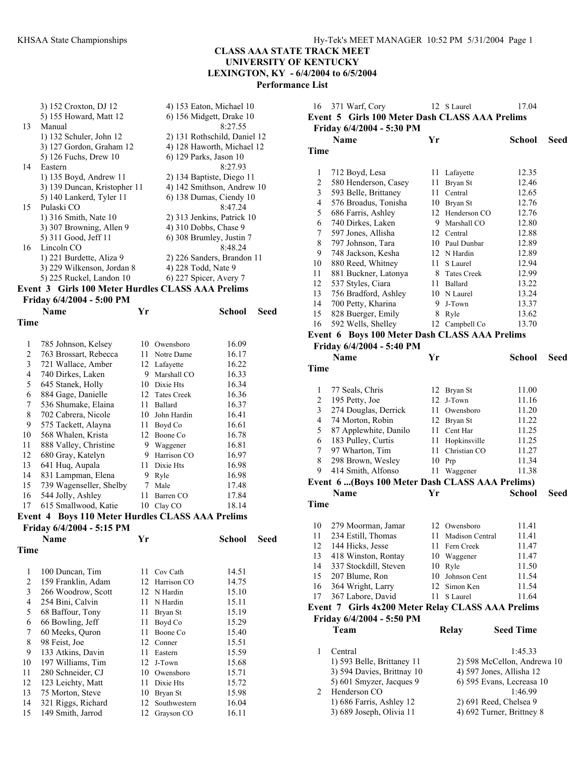**CLASS AAA STATE TRACK MEET**
**UNIVERSITY OF KENTUCKY**
**LEXINGTON, KY - 6/4/2004 to 6/5/2004**
**Performance List**

| | Team | | Relay | Seed Time |
|---|---|---|---|---|
| | 3) 152 Croxton, DJ 12 | | 4) 153 Eaton, Michael 10 | |
| | 5) 155 Howard, Matt 12 | | 6) 156 Midgett, Drake 10 | |
| 13 | Manual | | | 8:27.55 |
| | 1) 132 Schuler, John 12 | | 2) 131 Rothschild, Daniel 12 | |
| | 3) 127 Gordon, Graham 12 | | 4) 128 Haworth, Michael 12 | |
| | 5) 126 Fuchs, Drew 10 | | 6) 129 Parks, Jason 10 | |
| 14 | Eastern | | | 8:27.93 |
| | 1) 135 Boyd, Andrew 11 | | 2) 134 Baptiste, Diego 11 | |
| | 3) 139 Duncan, Kristopher 11 | | 4) 142 Smithson, Andrew 10 | |
| | 5) 140 Lankerd, Tyler 11 | | 6) 138 Dumas, Ciendy 10 | |
| 15 | Pulaski CO | | | 8:47.24 |
| | 1) 316 Smith, Nate 10 | | 2) 313 Jenkins, Patrick 10 | |
| | 3) 307 Browning, Allen 9 | | 4) 310 Dobbs, Chase 9 | |
| | 5) 311 Good, Jeff 11 | | 6) 308 Brumley, Justin 7 | |
| 16 | Lincoln CO | | | 8:48.24 |
| | 1) 221 Burdette, Aliza 9 | | 2) 226 Sanders, Brandon 11 | |
| | 3) 229 Wilkenson, Jordan 8 | | 4) 228 Todd, Nate 9 | |
| | 5) 225 Ruckel, Landon 10 | | 6) 227 Spicer, Avery 7 | |

### Event 3 Girls 100 Meter Hurdles CLASS AAA Prelims

**Friday 6/4/2004 - 5:00 PM**

| | Name | Yr | School | Seed Time |
|---|---|---|---|---|
| 1 | 785 Johnson, Kelsey | 10 | Owensboro | 16.09 |
| 2 | 763 Brossart, Rebecca | 11 | Notre Dame | 16.17 |
| 3 | 721 Wallace, Amber | 12 | Lafayette | 16.22 |
| 4 | 740 Dirkes, Laken | 9 | Marshall CO | 16.33 |
| 5 | 645 Stanek, Holly | 10 | Dixie Hts | 16.34 |
| 6 | 884 Gage, Danielle | 12 | Tates Creek | 16.36 |
| 7 | 536 Shumake, Elaina | 11 | Ballard | 16.37 |
| 8 | 702 Cabrera, Nicole | 10 | John Hardin | 16.41 |
| 9 | 575 Tackett, Alayna | 11 | Boyd Co | 16.61 |
| 10 | 568 Whalen, Krista | 12 | Boone Co | 16.78 |
| 11 | 888 Valley, Christine | 9 | Waggener | 16.81 |
| 12 | 680 Gray, Katelyn | 9 | Harrison CO | 16.97 |
| 13 | 641 Huq, Aupala | 11 | Dixie Hts | 16.98 |
| 14 | 831 Lampman, Elena | 9 | Ryle | 16.98 |
| 15 | 739 Wagenseller, Shelby | 7 | Male | 17.48 |
| 16 | 544 Jolly, Ashley | 11 | Barren CO | 17.84 |
| 17 | 615 Smallwood, Katie | 10 | Clay CO | 18.14 |

### Event 4 Boys 110 Meter Hurdles CLASS AAA Prelims

**Friday 6/4/2004 - 5:15 PM**

| | Name | Yr | School | Seed Time |
|---|---|---|---|---|
| 1 | 100 Duncan, Tim | 11 | Cov Cath | 14.51 |
| 2 | 159 Franklin, Adam | 12 | Harrison CO | 14.75 |
| 3 | 266 Woodrow, Scott | 12 | N Hardin | 15.10 |
| 4 | 254 Bini, Calvin | 11 | N Hardin | 15.11 |
| 5 | 68 Baffour, Tony | 11 | Bryan St | 15.19 |
| 6 | 66 Bowling, Jeff | 11 | Boyd Co | 15.29 |
| 7 | 60 Meeks, Quron | 11 | Boone Co | 15.40 |
| 8 | 98 Feist, Joe | 12 | Conner | 15.51 |
| 9 | 133 Atkins, Davin | 11 | Eastern | 15.59 |
| 10 | 197 Williams, Tim | 12 | J-Town | 15.68 |
| 11 | 280 Schneider, CJ | 10 | Owensboro | 15.71 |
| 12 | 123 Leichty, Matt | 11 | Dixie Hts | 15.72 |
| 13 | 75 Morton, Steve | 10 | Bryan St | 15.98 |
| 14 | 321 Riggs, Richard | 12 | Southwestern | 16.04 |
| 15 | 149 Smith, Jarrod | 12 | Grayson CO | 16.11 |
| 16 | 371 Warf, Cory | 12 | S Laurel | 17.04 |

### Event 5 Girls 100 Meter Dash CLASS AAA Prelims

**Friday 6/4/2004 - 5:30 PM**

| | Name | Yr | School | Seed Time |
|---|---|---|---|---|
| 1 | 712 Boyd, Lesa | 11 | Lafayette | 12.35 |
| 2 | 580 Henderson, Casey | 11 | Bryan St | 12.46 |
| 3 | 593 Belle, Brittaney | 11 | Central | 12.65 |
| 4 | 576 Broadus, Tonisha | 10 | Bryan St | 12.76 |
| 5 | 686 Farris, Ashley | 12 | Henderson CO | 12.76 |
| 6 | 740 Dirkes, Laken | 9 | Marshall CO | 12.80 |
| 7 | 597 Jones, Allisha | 12 | Central | 12.88 |
| 8 | 797 Johnson, Tara | 10 | Paul Dunbar | 12.89 |
| 9 | 748 Jackson, Kesha | 12 | N Hardin | 12.89 |
| 10 | 880 Reed, Whitney | 11 | S Laurel | 12.94 |
| 11 | 881 Buckner, Latonya | 8 | Tates Creek | 12.99 |
| 12 | 537 Styles, Ciara | 11 | Ballard | 13.22 |
| 13 | 756 Bradford, Ashley | 10 | N Laurel | 13.24 |
| 14 | 700 Petty, Kharina | 9 | J-Town | 13.37 |
| 15 | 828 Buerger, Emily | 8 | Ryle | 13.62 |
| 16 | 592 Wells, Shelley | 12 | Campbell Co | 13.70 |

### Event 6 Boys 100 Meter Dash CLASS AAA Prelims

**Friday 6/4/2004 - 5:40 PM**

| | Name | Yr | School | Seed Time |
|---|---|---|---|---|
| 1 | 77 Seals, Chris | 12 | Bryan St | 11.00 |
| 2 | 195 Petty, Joe | 12 | J-Town | 11.16 |
| 3 | 274 Douglas, Derrick | 11 | Owensboro | 11.20 |
| 4 | 74 Morton, Robin | 12 | Bryan St | 11.22 |
| 5 | 87 Applewhite, Danilo | 11 | Cent Har | 11.25 |
| 6 | 183 Pulley, Curtis | 11 | Hopkinsville | 11.25 |
| 7 | 97 Wharton, Tim | 11 | Christian CO | 11.27 |
| 8 | 298 Brown, Wesley | 10 | Prp | 11.34 |
| 9 | 414 Smith, Alfonso | 11 | Waggener | 11.38 |
| 10 | 279 Moorman, Jamar | 12 | Owensboro | 11.41 |
| 11 | 234 Estill, Thomas | 11 | Madison Central | 11.41 |
| 12 | 144 Hicks, Jesse | 11 | Fern Creek | 11.47 |
| 13 | 418 Winston, Rontay | 10 | Waggener | 11.47 |
| 14 | 337 Stockdill, Steven | 10 | Ryle | 11.50 |
| 15 | 207 Blume, Ron | 10 | Johnson Cent | 11.54 |
| 16 | 364 Wright, Larry | 12 | Simon Ken | 11.54 |
| 17 | 367 Labore, David | 11 | S Laurel | 11.64 |

### Event 7 Girls 4x200 Meter Relay CLASS AAA Prelims

**Friday 6/4/2004 - 5:50 PM**

| | Team | Relay | Seed Time |
|---|---|---|---|
| 1 | Central | | 1:45.33 |
| | 1) 593 Belle, Brittaney 11 | 2) 598 McCellon, Andrewa 10 | |
| | 3) 594 Davies, Brittnay 10 | 4) 597 Jones, Allisha 12 | |
| | 5) 601 Smyzer, Jacques 9 | 6) 595 Evans, Lecreasa 10 | |
| 2 | Henderson CO | | 1:46.99 |
| | 1) 686 Farris, Ashley 12 | 2) 691 Reed, Chelsea 9 | |
| | 3) 689 Joseph, Olivia 11 | 4) 692 Turner, Brittney 8 | |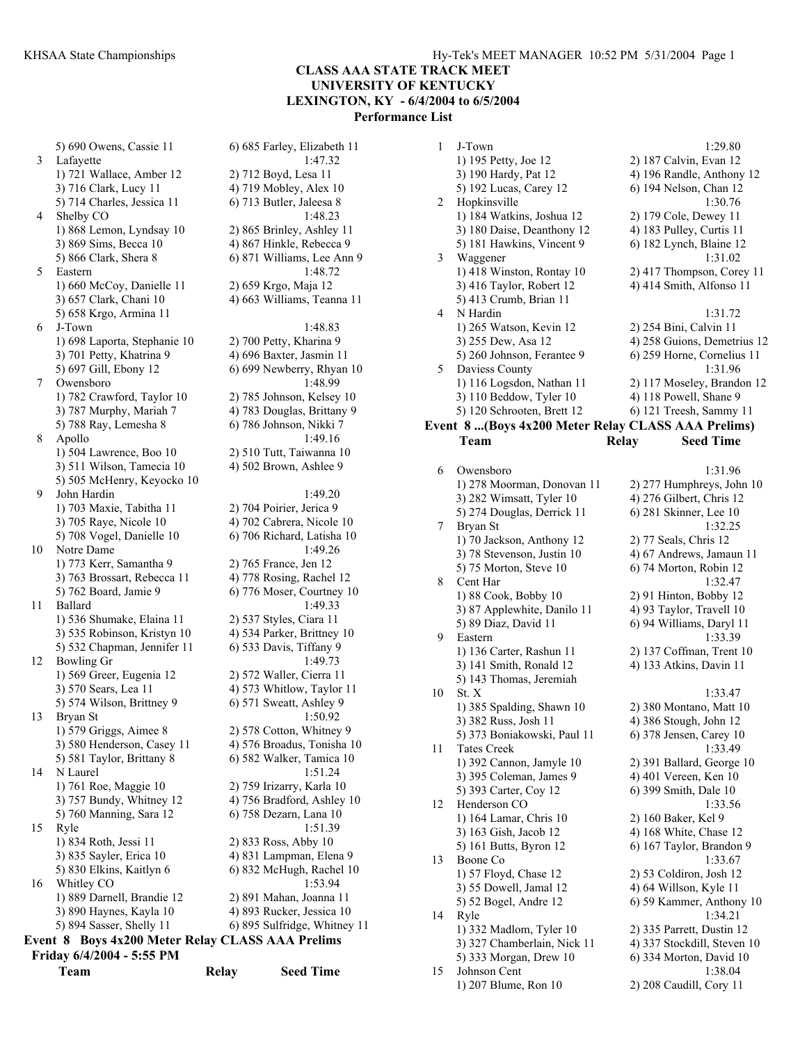**CLASS AAA STATE TRACK MEET**
**UNIVERSITY OF KENTUCKY**
**LEXINGTON, KY - 6/4/2004 to 6/5/2004**
**Performance List**

| | Team | | Seed Time |
|---|---|---|---|
| | 5) 690 Owens, Cassie 11 | 6) 685 Farley, Elizabeth 11 | |
| 3 | Lafayette | | 1:47.32 |
| | 1) 721 Wallace, Amber 12 | 2) 712 Boyd, Lesa 11 | |
| | 3) 716 Clark, Lucy 11 | 4) 719 Mobley, Alex 10 | |
| | 5) 714 Charles, Jessica 11 | 6) 713 Butler, Jaleesa 8 | |
| 4 | Shelby CO | | 1:48.23 |
| | 1) 868 Lemon, Lyndsay 10 | 2) 865 Brinley, Ashley 11 | |
| | 3) 869 Sims, Becca 10 | 4) 867 Hinkle, Rebecca 9 | |
| | 5) 866 Clark, Shera 8 | 6) 871 Williams, Lee Ann 9 | |
| 5 | Eastern | | 1:48.72 |
| | 1) 660 McCoy, Danielle 11 | 2) 659 Krgo, Maja 12 | |
| | 3) 657 Clark, Chani 10 | 4) 663 Williams, Teanna 11 | |
| | 5) 658 Krgo, Armina 11 | | |
| 6 | J-Town | | 1:48.83 |
| | 1) 698 Laporta, Stephanie 10 | 2) 700 Petty, Kharina 9 | |
| | 3) 701 Petty, Khatrina 9 | 4) 696 Baxter, Jasmin 11 | |
| | 5) 697 Gill, Ebony 12 | 6) 699 Newberry, Rhyan 10 | |
| 7 | Owensboro | | 1:48.99 |
| | 1) 782 Crawford, Taylor 10 | 2) 785 Johnson, Kelsey 10 | |
| | 3) 787 Murphy, Mariah 7 | 4) 783 Douglas, Brittany 9 | |
| | 5) 788 Ray, Lemesha 8 | 6) 786 Johnson, Nikki 7 | |
| 8 | Apollo | | 1:49.16 |
| | 1) 504 Lawrence, Boo 10 | 2) 510 Tutt, Taiwanna 10 | |
| | 3) 511 Wilson, Tamecia 10 | 4) 502 Brown, Ashlee 9 | |
| | 5) 505 McHenry, Keyocko 10 | | |
| 9 | John Hardin | | 1:49.20 |
| | 1) 703 Maxie, Tabitha 11 | 2) 704 Poirier, Jerica 9 | |
| | 3) 705 Raye, Nicole 10 | 4) 702 Cabrera, Nicole 10 | |
| | 5) 708 Vogel, Danielle 10 | 6) 706 Richard, Latisha 10 | |
| 10 | Notre Dame | | 1:49.26 |
| | 1) 773 Kerr, Samantha 9 | 2) 765 France, Jen 12 | |
| | 3) 763 Brossart, Rebecca 11 | 4) 778 Rosing, Rachel 12 | |
| | 5) 762 Board, Jamie 9 | 6) 776 Moser, Courtney 10 | |
| 11 | Ballard | | 1:49.33 |
| | 1) 536 Shumake, Elaina 11 | 2) 537 Styles, Ciara 11 | |
| | 3) 535 Robinson, Kristyn 10 | 4) 534 Parker, Brittney 10 | |
| | 5) 532 Chapman, Jennifer 11 | 6) 533 Davis, Tiffany 9 | |
| 12 | Bowling Gr | | 1:49.73 |
| | 1) 569 Greer, Eugenia 12 | 2) 572 Waller, Cierra 11 | |
| | 3) 570 Sears, Lea 11 | 4) 573 Whitlow, Taylor 11 | |
| | 5) 574 Wilson, Brittney 9 | 6) 571 Sweatt, Ashley 9 | |
| 13 | Bryan St | | 1:50.92 |
| | 1) 579 Griggs, Aimee 8 | 2) 578 Cotton, Whitney 9 | |
| | 3) 580 Henderson, Casey 11 | 4) 576 Broadus, Tonisha 10 | |
| | 5) 581 Taylor, Brittany 8 | 6) 582 Walker, Tamica 10 | |
| 14 | N Laurel | | 1:51.24 |
| | 1) 761 Roe, Maggie 10 | 2) 759 Irizarry, Karla 10 | |
| | 3) 757 Bundy, Whitney 12 | 4) 756 Bradford, Ashley 10 | |
| | 5) 760 Manning, Sara 12 | 6) 758 Dezarn, Lana 10 | |
| 15 | Ryle | | 1:51.39 |
| | 1) 834 Roth, Jessi 11 | 2) 833 Ross, Abby 10 | |
| | 3) 835 Sayler, Erica 10 | 4) 831 Lampman, Elena 9 | |
| | 5) 830 Elkins, Kaitlyn 6 | 6) 832 McHugh, Rachel 10 | |
| 16 | Whitley CO | | 1:53.94 |
| | 1) 889 Darnell, Brandie 12 | 2) 891 Mahan, Joanna 11 | |
| | 3) 890 Haynes, Kayla 10 | 4) 893 Rucker, Jessica 10 | |
| | 5) 894 Sasser, Shelly 11 | 6) 895 Sulfridge, Whitney 11 | |

**Event 8 Boys 4x200 Meter Relay CLASS AAA Prelims**
**Friday 6/4/2004 - 5:55 PM**

| | Team | Relay | Seed Time |
|---|---|---|---|
| 1 | J-Town | | 1:29.80 |
| | 1) 195 Petty, Joe 12 | 2) 187 Calvin, Evan 12 | |
| | 3) 190 Hardy, Pat 12 | 4) 196 Randle, Anthony 12 | |
| | 5) 192 Lucas, Carey 12 | 6) 194 Nelson, Chan 12 | |
| 2 | Hopkinsville | | 1:30.76 |
| | 1) 184 Watkins, Joshua 12 | 2) 179 Cole, Dewey 11 | |
| | 3) 180 Daise, Deanthony 12 | 4) 183 Pulley, Curtis 11 | |
| | 5) 181 Hawkins, Vincent 9 | 6) 182 Lynch, Blaine 12 | |
| 3 | Waggener | | 1:31.02 |
| | 1) 418 Winston, Rontay 10 | 2) 417 Thompson, Corey 11 | |
| | 3) 416 Taylor, Robert 12 | 4) 414 Smith, Alfonso 11 | |
| | 5) 413 Crumb, Brian 11 | | |
| 4 | N Hardin | | 1:31.72 |
| | 1) 265 Watson, Kevin 12 | 2) 254 Bini, Calvin 11 | |
| | 3) 255 Dew, Asa 12 | 4) 258 Guions, Demetrius 12 | |
| | 5) 260 Johnson, Ferantee 9 | 6) 259 Horne, Cornelius 11 | |
| 5 | Daviess County | | 1:31.96 |
| | 1) 116 Logsdon, Nathan 11 | 2) 117 Moseley, Brandon 12 | |
| | 3) 110 Beddow, Tyler 10 | 4) 118 Powell, Shane 9 | |
| | 5) 120 Schrooten, Brett 12 | 6) 121 Treesh, Sammy 11 | |

**Event 8 ...(Boys 4x200 Meter Relay CLASS AAA Prelims)**

| | Team | Relay | Seed Time |
|---|---|---|---|
| 6 | Owensboro | | 1:31.96 |
| | 1) 278 Moorman, Donovan 11 | 2) 277 Humphreys, John 10 | |
| | 3) 282 Wimsatt, Tyler 10 | 4) 276 Gilbert, Chris 12 | |
| | 5) 274 Douglas, Derrick 11 | 6) 281 Skinner, Lee 10 | |
| 7 | Bryan St | | 1:32.25 |
| | 1) 70 Jackson, Anthony 12 | 2) 77 Seals, Chris 12 | |
| | 3) 78 Stevenson, Justin 10 | 4) 67 Andrews, Jamaun 11 | |
| | 5) 75 Morton, Steve 10 | 6) 74 Morton, Robin 12 | |
| 8 | Cent Har | | 1:32.47 |
| | 1) 88 Cook, Bobby 10 | 2) 91 Hinton, Bobby 12 | |
| | 3) 87 Applewhite, Danilo 11 | 4) 93 Taylor, Travell 10 | |
| | 5) 89 Diaz, David 11 | 6) 94 Williams, Daryl 11 | |
| 9 | Eastern | | 1:33.39 |
| | 1) 136 Carter, Rashun 11 | 2) 137 Coffman, Trent 10 | |
| | 3) 141 Smith, Ronald 12 | 4) 133 Atkins, Davin 11 | |
| | 5) 143 Thomas, Jeremiah | | |
| 10 | St. X | | 1:33.47 |
| | 1) 385 Spalding, Shawn 10 | 2) 380 Montano, Matt 10 | |
| | 3) 382 Russ, Josh 11 | 4) 386 Stough, John 12 | |
| | 5) 373 Boniakowski, Paul 11 | 6) 378 Jensen, Carey 10 | |
| 11 | Tates Creek | | 1:33.49 |
| | 1) 392 Cannon, Jamyle 10 | 2) 391 Ballard, George 10 | |
| | 3) 395 Coleman, James 9 | 4) 401 Vereen, Ken 10 | |
| | 5) 393 Carter, Coy 12 | 6) 399 Smith, Dale 10 | |
| 12 | Henderson CO | | 1:33.56 |
| | 1) 164 Lamar, Chris 10 | 2) 160 Baker, Kel 9 | |
| | 3) 163 Gish, Jacob 12 | 4) 168 White, Chase 12 | |
| | 5) 161 Butts, Byron 12 | 6) 167 Taylor, Brandon 9 | |
| 13 | Boone Co | | 1:33.67 |
| | 1) 57 Floyd, Chase 12 | 2) 53 Coldiron, Josh 12 | |
| | 3) 55 Dowell, Jamal 12 | 4) 64 Willson, Kyle 11 | |
| | 5) 52 Bogel, Andre 12 | 6) 59 Kammer, Anthony 10 | |
| 14 | Ryle | | 1:34.21 |
| | 1) 332 Madlom, Tyler 10 | 2) 335 Parrett, Dustin 12 | |
| | 3) 327 Chamberlain, Nick 11 | 4) 337 Stockdill, Steven 10 | |
| | 5) 333 Morgan, Drew 10 | 6) 334 Morton, David 10 | |
| 15 | Johnson Cent | | 1:38.04 |
| | 1) 207 Blume, Ron 10 | 2) 208 Caudill, Cory 11 | |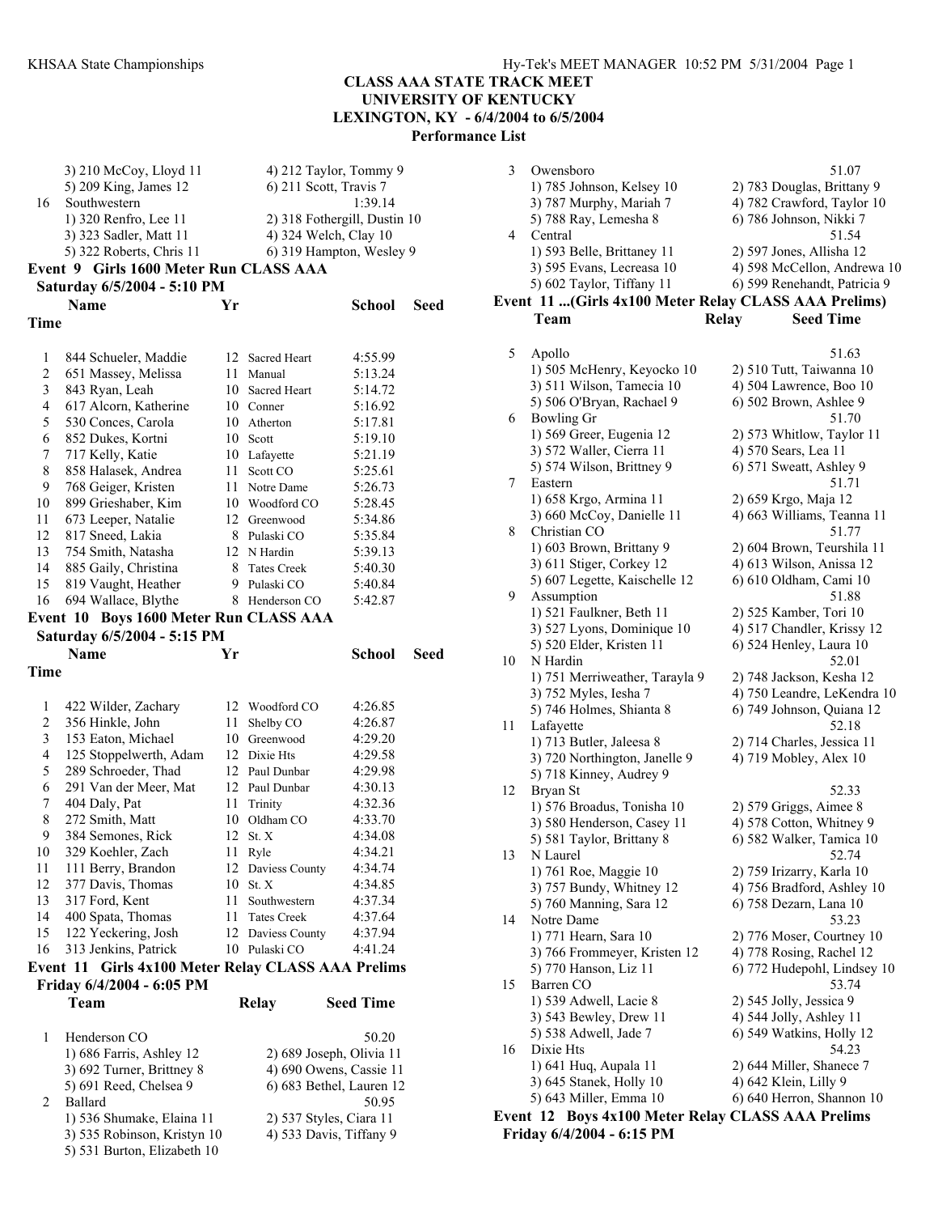# CLASS AAA STATE TRACK MEET
## UNIVERSITY OF KENTUCKY
## LEXINGTON, KY - 6/4/2004 to 6/5/2004
### Performance List

3) 210 McCoy, Lloyd 11 — 4) 212 Taylor, Tommy 9
5) 209 King, James 12 — 6) 211 Scott, Travis 7

16 Southwestern — 1:39.14
1) 320 Renfro, Lee 11 — 2) 318 Fothergill, Dustin 10
3) 323 Sadler, Matt 11 — 4) 324 Welch, Clay 10
5) 322 Roberts, Chris 11 — 6) 319 Hampton, Wesley 9

**Event 9 Girls 1600 Meter Run CLASS AAA**

**Saturday 6/5/2004 - 5:10 PM**

| | Name | Yr | School | Seed Time |
|---|---|---|---|---|
| 1 | 844 Schueler, Maddie | 12 | Sacred Heart | 4:55.99 |
| 2 | 651 Massey, Melissa | 11 | Manual | 5:13.24 |
| 3 | 843 Ryan, Leah | 10 | Sacred Heart | 5:14.72 |
| 4 | 617 Alcorn, Katherine | 10 | Conner | 5:16.92 |
| 5 | 530 Conces, Carola | 10 | Atherton | 5:17.81 |
| 6 | 852 Dukes, Kortni | 10 | Scott | 5:19.10 |
| 7 | 717 Kelly, Katie | 10 | Lafayette | 5:21.19 |
| 8 | 858 Halasek, Andrea | 11 | Scott CO | 5:25.61 |
| 9 | 768 Geiger, Kristen | 11 | Notre Dame | 5:26.73 |
| 10 | 899 Grieshaber, Kim | 10 | Woodford CO | 5:28.45 |
| 11 | 673 Leeper, Natalie | 12 | Greenwood | 5:34.86 |
| 12 | 817 Sneed, Lakia | 8 | Pulaski CO | 5:35.84 |
| 13 | 754 Smith, Natasha | 12 | N Hardin | 5:39.13 |
| 14 | 885 Gaily, Christina | 8 | Tates Creek | 5:40.30 |
| 15 | 819 Vaught, Heather | 9 | Pulaski CO | 5:40.84 |
| 16 | 694 Wallace, Blythe | 8 | Henderson CO | 5:42.87 |

**Event 10 Boys 1600 Meter Run CLASS AAA**

**Saturday 6/5/2004 - 5:15 PM**

| | Name | Yr | School | Seed Time |
|---|---|---|---|---|
| 1 | 422 Wilder, Zachary | 12 | Woodford CO | 4:26.85 |
| 2 | 356 Hinkle, John | 11 | Shelby CO | 4:26.87 |
| 3 | 153 Eaton, Michael | 10 | Greenwood | 4:29.20 |
| 4 | 125 Stoppelwerth, Adam | 12 | Dixie Hts | 4:29.58 |
| 5 | 289 Schroeder, Thad | 12 | Paul Dunbar | 4:29.98 |
| 6 | 291 Van der Meer, Mat | 12 | Paul Dunbar | 4:30.13 |
| 7 | 404 Daly, Pat | 11 | Trinity | 4:32.36 |
| 8 | 272 Smith, Matt | 10 | Oldham CO | 4:33.70 |
| 9 | 384 Semones, Rick | 12 | St. X | 4:34.08 |
| 10 | 329 Koehler, Zach | 11 | Ryle | 4:34.21 |
| 11 | 111 Berry, Brandon | 12 | Daviess County | 4:34.74 |
| 12 | 377 Davis, Thomas | 10 | St. X | 4:34.85 |
| 13 | 317 Ford, Kent | 11 | Southwestern | 4:37.34 |
| 14 | 400 Spata, Thomas | 11 | Tates Creek | 4:37.64 |
| 15 | 122 Yeckering, Josh | 12 | Daviess County | 4:37.94 |
| 16 | 313 Jenkins, Patrick | 10 | Pulaski CO | 4:41.24 |

**Event 11 Girls 4x100 Meter Relay CLASS AAA Prelims**

**Friday 6/4/2004 - 6:05 PM**

| | Team | Relay | Seed Time |
|---|---|---|---|
| 1 | Henderson CO | | 50.20 |

1) 686 Farris, Ashley 12 — 2) 689 Joseph, Olivia 11
3) 692 Turner, Brittney 8 — 4) 690 Owens, Cassie 11
5) 691 Reed, Chelsea 9 — 6) 683 Bethel, Lauren 12

2 Ballard — 50.95
1) 536 Shumake, Elaina 11 — 2) 537 Styles, Ciara 11
3) 535 Robinson, Kristyn 10 — 4) 533 Davis, Tiffany 9
5) 531 Burton, Elizabeth 10

3 Owensboro — 51.07
1) 785 Johnson, Kelsey 10 — 2) 783 Douglas, Brittany 9
3) 787 Murphy, Mariah 7 — 4) 782 Crawford, Taylor 10
5) 788 Ray, Lemesha 8 — 6) 786 Johnson, Nikki 7

4 Central — 51.54
1) 593 Belle, Brittaney 11 — 2) 597 Jones, Allisha 12
3) 595 Evans, Lecreasa 10 — 4) 598 McCellon, Andrewa 10
5) 602 Taylor, Tiffany 11 — 6) 599 Renehandt, Patricia 9

**Event 11 ...(Girls 4x100 Meter Relay CLASS AAA Prelims)**

| | Team | Relay | Seed Time |
|---|---|---|---|
| 5 | Apollo | | 51.63 |

1) 505 McHenry, Keyocko 10 — 2) 510 Tutt, Taiwanna 10
3) 511 Wilson, Tamecia 10 — 4) 504 Lawrence, Boo 10
5) 506 O'Bryan, Rachael 9 — 6) 502 Brown, Ashlee 9

6 Bowling Gr — 51.70
1) 569 Greer, Eugenia 12 — 2) 573 Whitlow, Taylor 11
3) 572 Waller, Cierra 11 — 4) 570 Sears, Lea 11
5) 574 Wilson, Brittney 9 — 6) 571 Sweatt, Ashley 9

7 Eastern — 51.71
1) 658 Krgo, Armina 11 — 2) 659 Krgo, Maja 12
3) 660 McCoy, Danielle 11 — 4) 663 Williams, Teanna 11

8 Christian CO — 51.77
1) 603 Brown, Brittany 9 — 2) 604 Brown, Teurshila 11
3) 611 Stiger, Corkey 12 — 4) 613 Wilson, Anissa 12
5) 607 Legette, Kaischelle 12 — 6) 610 Oldham, Cami 10

9 Assumption — 51.88
1) 521 Faulkner, Beth 11 — 2) 525 Kamber, Tori 10
3) 527 Lyons, Dominique 10 — 4) 517 Chandler, Krissy 12
5) 520 Elder, Kristen 11 — 6) 524 Henley, Laura 10

10 N Hardin — 52.01
1) 751 Merriweather, Tarayla 9 — 2) 748 Jackson, Kesha 12
3) 752 Myles, Iesha 7 — 4) 750 Leandre, LeKendra 10
5) 746 Holmes, Shianta 8 — 6) 749 Johnson, Quiana 12

11 Lafayette — 52.18
1) 713 Butler, Jaleesa 8 — 2) 714 Charles, Jessica 11
3) 720 Northington, Janelle 9 — 4) 719 Mobley, Alex 10
5) 718 Kinney, Audrey 9

12 Bryan St — 52.33
1) 576 Broadus, Tonisha 10 — 2) 579 Griggs, Aimee 8
3) 580 Henderson, Casey 11 — 4) 578 Cotton, Whitney 9
5) 581 Taylor, Brittany 8 — 6) 582 Walker, Tamica 10

13 N Laurel — 52.74
1) 761 Roe, Maggie 10 — 2) 759 Irizarry, Karla 10
3) 757 Bundy, Whitney 12 — 4) 756 Bradford, Ashley 10
5) 760 Manning, Sara 12 — 6) 758 Dezarn, Lana 10

14 Notre Dame — 53.23
1) 771 Hearn, Sara 10 — 2) 776 Moser, Courtney 10
3) 766 Frommeyer, Kristen 12 — 4) 778 Rosing, Rachel 12
5) 770 Hanson, Liz 11 — 6) 772 Hudepohl, Lindsey 10

15 Barren CO — 53.74
1) 539 Adwell, Lacie 8 — 2) 545 Jolly, Jessica 9
3) 543 Bewley, Drew 11 — 4) 544 Jolly, Ashley 11
5) 538 Adwell, Jade 7 — 6) 549 Watkins, Holly 12

16 Dixie Hts — 54.23
1) 641 Huq, Aupala 11 — 2) 644 Miller, Shanece 7
3) 645 Stanek, Holly 10 — 4) 642 Klein, Lilly 9
5) 643 Miller, Emma 10 — 6) 640 Herron, Shannon 10

**Event 12 Boys 4x100 Meter Relay CLASS AAA Prelims**

**Friday 6/4/2004 - 6:15 PM**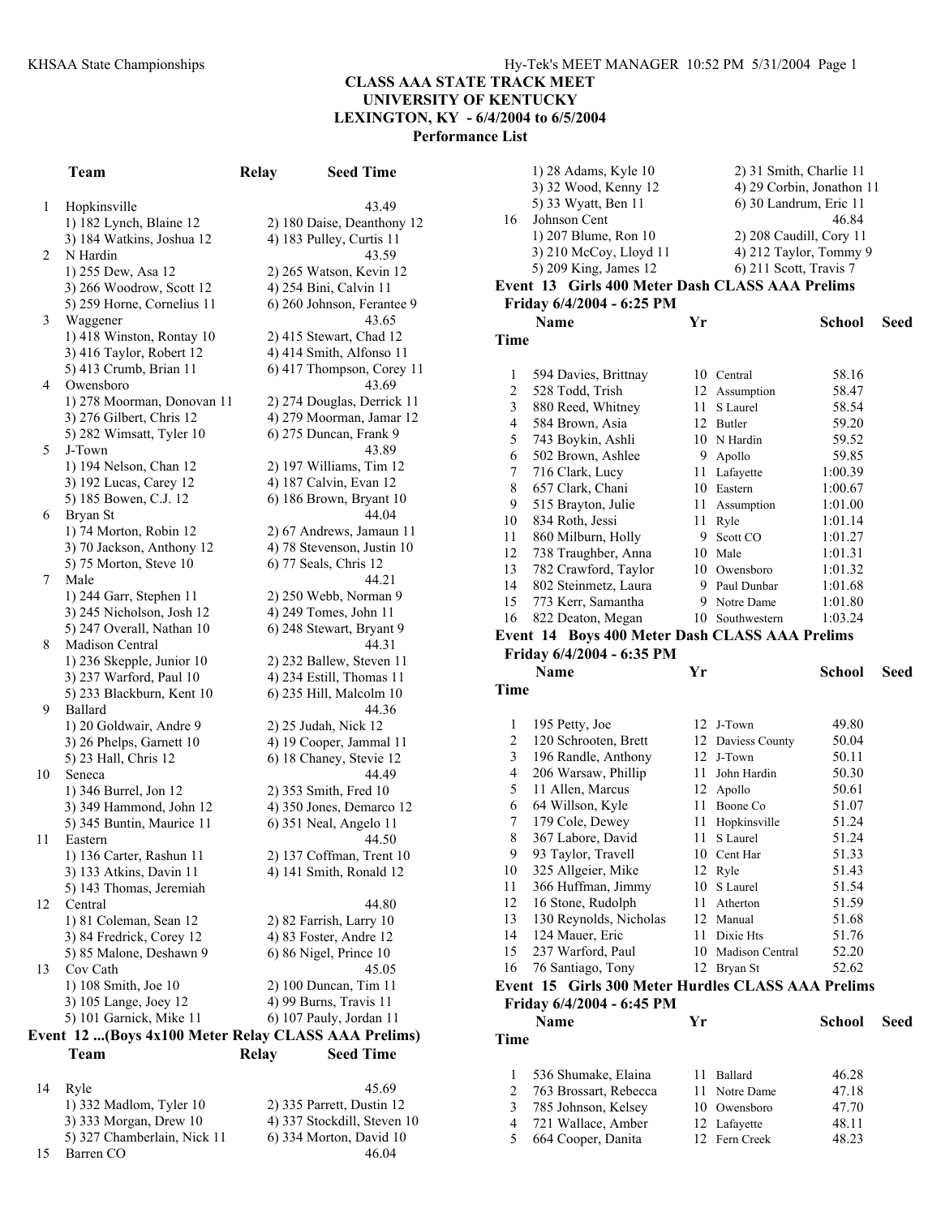**CLASS AAA STATE TRACK MEET**
**UNIVERSITY OF KENTUCKY**
**LEXINGTON, KY - 6/4/2004 to 6/5/2004**
**Performance List**

| | Team | Relay | Seed Time |
|---|---|---|---|
| 1 | Hopkinsville | | 43.49 |
| | 1) 182 Lynch, Blaine 12 | 2) 180 Daise, Deanthony 12 | |
| | 3) 184 Watkins, Joshua 12 | 4) 183 Pulley, Curtis 11 | |
| 2 | N Hardin | | 43.59 |
| | 1) 255 Dew, Asa 12 | 2) 265 Watson, Kevin 12 | |
| | 3) 266 Woodrow, Scott 12 | 4) 254 Bini, Calvin 11 | |
| | 5) 259 Horne, Cornelius 11 | 6) 260 Johnson, Ferantee 9 | |
| 3 | Waggener | | 43.65 |
| | 1) 418 Winston, Rontay 10 | 2) 415 Stewart, Chad 12 | |
| | 3) 416 Taylor, Robert 12 | 4) 414 Smith, Alfonso 11 | |
| | 5) 413 Crumb, Brian 11 | 6) 417 Thompson, Corey 11 | |
| 4 | Owensboro | | 43.69 |
| | 1) 278 Moorman, Donovan 11 | 2) 274 Douglas, Derrick 11 | |
| | 3) 276 Gilbert, Chris 12 | 4) 279 Moorman, Jamar 12 | |
| | 5) 282 Wimsatt, Tyler 10 | 6) 275 Duncan, Frank 9 | |
| 5 | J-Town | | 43.89 |
| | 1) 194 Nelson, Chan 12 | 2) 197 Williams, Tim 12 | |
| | 3) 192 Lucas, Carey 12 | 4) 187 Calvin, Evan 12 | |
| | 5) 185 Bowen, C.J. 12 | 6) 186 Brown, Bryant 10 | |
| 6 | Bryan St | | 44.04 |
| | 1) 74 Morton, Robin 12 | 2) 67 Andrews, Jamaun 11 | |
| | 3) 70 Jackson, Anthony 12 | 4) 78 Stevenson, Justin 10 | |
| | 5) 75 Morton, Steve 10 | 6) 77 Seals, Chris 12 | |
| 7 | Male | | 44.21 |
| | 1) 244 Garr, Stephen 11 | 2) 250 Webb, Norman 9 | |
| | 3) 245 Nicholson, Josh 12 | 4) 249 Tomes, John 11 | |
| | 5) 247 Overall, Nathan 10 | 6) 248 Stewart, Bryant 9 | |
| 8 | Madison Central | | 44.31 |
| | 1) 236 Skepple, Junior 10 | 2) 232 Ballew, Steven 11 | |
| | 3) 237 Warford, Paul 10 | 4) 234 Estill, Thomas 11 | |
| | 5) 233 Blackburn, Kent 10 | 6) 235 Hill, Malcolm 10 | |
| 9 | Ballard | | 44.36 |
| | 1) 20 Goldwair, Andre 9 | 2) 25 Judah, Nick 12 | |
| | 3) 26 Phelps, Garnett 10 | 4) 19 Cooper, Jammal 11 | |
| | 5) 23 Hall, Chris 12 | 6) 18 Chaney, Stevie 12 | |
| 10 | Seneca | | 44.49 |
| | 1) 346 Burrel, Jon 12 | 2) 353 Smith, Fred 10 | |
| | 3) 349 Hammond, John 12 | 4) 350 Jones, Demarco 12 | |
| | 5) 345 Buntin, Maurice 11 | 6) 351 Neal, Angelo 11 | |
| 11 | Eastern | | 44.50 |
| | 1) 136 Carter, Rashun 11 | 2) 137 Coffman, Trent 10 | |
| | 3) 133 Atkins, Davin 11 | 4) 141 Smith, Ronald 12 | |
| | 5) 143 Thomas, Jeremiah | | |
| 12 | Central | | 44.80 |
| | 1) 81 Coleman, Sean 12 | 2) 82 Farrish, Larry 10 | |
| | 3) 84 Fredrick, Corey 12 | 4) 83 Foster, Andre 12 | |
| | 5) 85 Malone, Deshawn 9 | 6) 86 Nigel, Prince 10 | |
| 13 | Cov Cath | | 45.05 |
| | 1) 108 Smith, Joe 10 | 2) 100 Duncan, Tim 11 | |
| | 3) 105 Lange, Joey 12 | 4) 99 Burns, Travis 11 | |
| | 5) 101 Garnick, Mike 11 | 6) 107 Pauly, Jordan 11 | |

### Event 12 ...(Boys 4x100 Meter Relay CLASS AAA Prelims)

| | Team | Relay | Seed Time |
|---|---|---|---|
| 14 | Ryle | | 45.69 |
| | 1) 332 Madlom, Tyler 10 | 2) 335 Parrett, Dustin 12 | |
| | 3) 333 Morgan, Drew 10 | 4) 337 Stockdill, Steven 10 | |
| | 5) 327 Chamberlain, Nick 11 | 6) 334 Morton, David 10 | |
| 15 | Barren CO | | 46.04 |
| | 1) 28 Adams, Kyle 10 | 2) 31 Smith, Charlie 11 | |
| | 3) 32 Wood, Kenny 12 | 4) 29 Corbin, Jonathon 11 | |
| | 5) 33 Wyatt, Ben 11 | 6) 30 Landrum, Eric 11 | |
| 16 | Johnson Cent | | 46.84 |
| | 1) 207 Blume, Ron 10 | 2) 208 Caudill, Cory 11 | |
| | 3) 210 McCoy, Lloyd 11 | 4) 212 Taylor, Tommy 9 | |
| | 5) 209 King, James 12 | 6) 211 Scott, Travis 7 | |

### Event 13 Girls 400 Meter Dash CLASS AAA Prelims
**Friday 6/4/2004 - 6:25 PM**

| | Name | Yr | School | Seed Time |
|---|---|---|---|---|
| 1 | 594 Davies, Brittnay | 10 | Central | 58.16 |
| 2 | 528 Todd, Trish | 12 | Assumption | 58.47 |
| 3 | 880 Reed, Whitney | 11 | S Laurel | 58.54 |
| 4 | 584 Brown, Asia | 12 | Butler | 59.20 |
| 5 | 743 Boykin, Ashli | 10 | N Hardin | 59.52 |
| 6 | 502 Brown, Ashlee | 9 | Apollo | 59.85 |
| 7 | 716 Clark, Lucy | 11 | Lafayette | 1:00.39 |
| 8 | 657 Clark, Chani | 10 | Eastern | 1:00.67 |
| 9 | 515 Brayton, Julie | 11 | Assumption | 1:01.00 |
| 10 | 834 Roth, Jessi | 11 | Ryle | 1:01.14 |
| 11 | 860 Milburn, Holly | 9 | Scott CO | 1:01.27 |
| 12 | 738 Traughber, Anna | 10 | Male | 1:01.31 |
| 13 | 782 Crawford, Taylor | 10 | Owensboro | 1:01.32 |
| 14 | 802 Steinmetz, Laura | 9 | Paul Dunbar | 1:01.68 |
| 15 | 773 Kerr, Samantha | 9 | Notre Dame | 1:01.80 |
| 16 | 822 Deaton, Megan | 10 | Southwestern | 1:03.24 |

### Event 14 Boys 400 Meter Dash CLASS AAA Prelims
**Friday 6/4/2004 - 6:35 PM**

| | Name | Yr | School | Seed Time |
|---|---|---|---|---|
| 1 | 195 Petty, Joe | 12 | J-Town | 49.80 |
| 2 | 120 Schrooten, Brett | 12 | Daviess County | 50.04 |
| 3 | 196 Randle, Anthony | 12 | J-Town | 50.11 |
| 4 | 206 Warsaw, Phillip | 11 | John Hardin | 50.30 |
| 5 | 11 Allen, Marcus | 12 | Apollo | 50.61 |
| 6 | 64 Willson, Kyle | 11 | Boone Co | 51.07 |
| 7 | 179 Cole, Dewey | 11 | Hopkinsville | 51.24 |
| 8 | 367 Labore, David | 11 | S Laurel | 51.24 |
| 9 | 93 Taylor, Travell | 10 | Cent Har | 51.33 |
| 10 | 325 Allgeier, Mike | 12 | Ryle | 51.43 |
| 11 | 366 Huffman, Jimmy | 10 | S Laurel | 51.54 |
| 12 | 16 Stone, Rudolph | 11 | Atherton | 51.59 |
| 13 | 130 Reynolds, Nicholas | 12 | Manual | 51.68 |
| 14 | 124 Mauer, Eric | 11 | Dixie Hts | 51.76 |
| 15 | 237 Warford, Paul | 10 | Madison Central | 52.20 |
| 16 | 76 Santiago, Tony | 12 | Bryan St | 52.62 |

### Event 15 Girls 300 Meter Hurdles CLASS AAA Prelims
**Friday 6/4/2004 - 6:45 PM**

| | Name | Yr | School | Seed Time |
|---|---|---|---|---|
| 1 | 536 Shumake, Elaina | 11 | Ballard | 46.28 |
| 2 | 763 Brossart, Rebecca | 11 | Notre Dame | 47.18 |
| 3 | 785 Johnson, Kelsey | 10 | Owensboro | 47.70 |
| 4 | 721 Wallace, Amber | 12 | Lafayette | 48.11 |
| 5 | 664 Cooper, Danita | 12 | Fern Creek | 48.23 |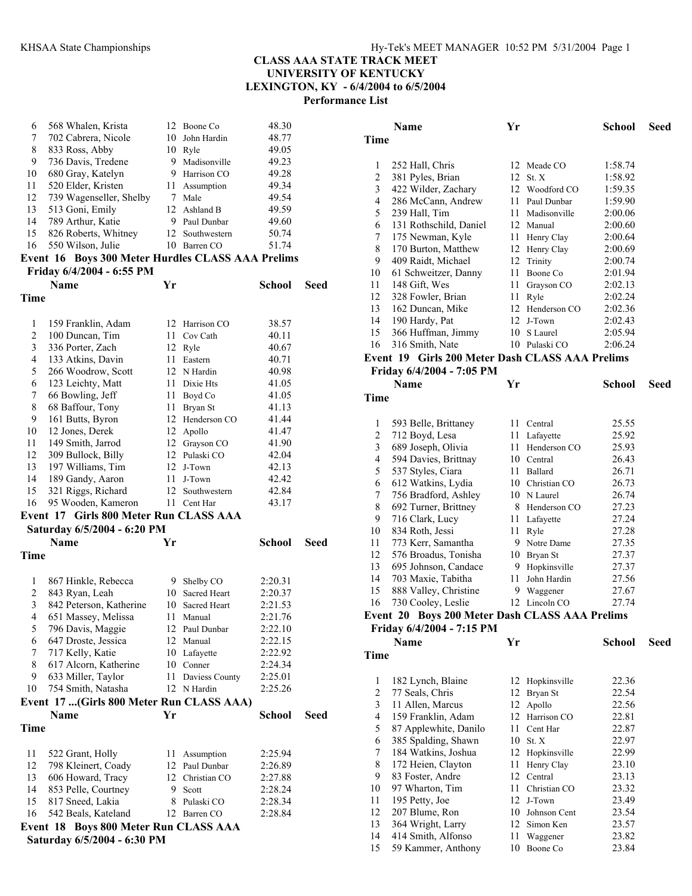# CLASS AAA STATE TRACK MEET
## UNIVERSITY OF KENTUCKY
## LEXINGTON, KY - 6/4/2004 to 6/5/2004
### Performance List

| | Name | Yr | School | Seed Time |
|---|---|---|---|---|
| 6 | 568 Whalen, Krista | 12 | Boone Co | 48.30 |
| 7 | 702 Cabrera, Nicole | 10 | John Hardin | 48.77 |
| 8 | 833 Ross, Abby | 10 | Ryle | 49.05 |
| 9 | 736 Davis, Tredene | 9 | Madisonville | 49.23 |
| 10 | 680 Gray, Katelyn | 9 | Harrison CO | 49.28 |
| 11 | 520 Elder, Kristen | 11 | Assumption | 49.34 |
| 12 | 739 Wagenseller, Shelby | 7 | Male | 49.54 |
| 13 | 513 Goni, Emily | 12 | Ashland B | 49.59 |
| 14 | 789 Arthur, Katie | 9 | Paul Dunbar | 49.60 |
| 15 | 826 Roberts, Whitney | 12 | Southwestern | 50.74 |
| 16 | 550 Wilson, Julie | 10 | Barren CO | 51.74 |

**Event 16 Boys 300 Meter Hurdles CLASS AAA Prelims**

**Friday 6/4/2004 - 6:55 PM**

| | Name | Yr | School | Seed Time |
|---|---|---|---|---|
| 1 | 159 Franklin, Adam | 12 | Harrison CO | 38.57 |
| 2 | 100 Duncan, Tim | 11 | Cov Cath | 40.11 |
| 3 | 336 Porter, Zach | 12 | Ryle | 40.67 |
| 4 | 133 Atkins, Davin | 11 | Eastern | 40.71 |
| 5 | 266 Woodrow, Scott | 12 | N Hardin | 40.98 |
| 6 | 123 Leichty, Matt | 11 | Dixie Hts | 41.05 |
| 7 | 66 Bowling, Jeff | 11 | Boyd Co | 41.05 |
| 8 | 68 Baffour, Tony | 11 | Bryan St | 41.13 |
| 9 | 161 Butts, Byron | 12 | Henderson CO | 41.44 |
| 10 | 12 Jones, Derek | 12 | Apollo | 41.47 |
| 11 | 149 Smith, Jarrod | 12 | Grayson CO | 41.90 |
| 12 | 309 Bullock, Billy | 12 | Pulaski CO | 42.04 |
| 13 | 197 Williams, Tim | 12 | J-Town | 42.13 |
| 14 | 189 Gandy, Aaron | 11 | J-Town | 42.42 |
| 15 | 321 Riggs, Richard | 12 | Southwestern | 42.84 |
| 16 | 95 Wooden, Kameron | 11 | Cent Har | 43.17 |

**Event 17 Girls 800 Meter Run CLASS AAA**

**Saturday 6/5/2004 - 6:20 PM**

| | Name | Yr | School | Seed Time |
|---|---|---|---|---|
| 1 | 867 Hinkle, Rebecca | 9 | Shelby CO | 2:20.31 |
| 2 | 843 Ryan, Leah | 10 | Sacred Heart | 2:20.37 |
| 3 | 842 Peterson, Katherine | 10 | Sacred Heart | 2:21.53 |
| 4 | 651 Massey, Melissa | 11 | Manual | 2:21.76 |
| 5 | 796 Davis, Maggie | 12 | Paul Dunbar | 2:22.10 |
| 6 | 647 Droste, Jessica | 12 | Manual | 2:22.15 |
| 7 | 717 Kelly, Katie | 10 | Lafayette | 2:22.92 |
| 8 | 617 Alcorn, Katherine | 10 | Conner | 2:24.34 |
| 9 | 633 Miller, Taylor | 11 | Daviess County | 2:25.01 |
| 10 | 754 Smith, Natasha | 12 | N Hardin | 2:25.26 |
| 11 | 522 Grant, Holly | 11 | Assumption | 2:25.94 |
| 12 | 798 Kleinert, Coady | 12 | Paul Dunbar | 2:26.89 |
| 13 | 606 Howard, Tracy | 12 | Christian CO | 2:27.88 |
| 14 | 853 Pelle, Courtney | 9 | Scott | 2:28.24 |
| 15 | 817 Sneed, Lakia | 8 | Pulaski CO | 2:28.34 |
| 16 | 542 Beals, Kateland | 12 | Barren CO | 2:28.84 |

**Event 18 Boys 800 Meter Run CLASS AAA**

**Saturday 6/5/2004 - 6:30 PM**

| | Name | Yr | School | Seed Time |
|---|---|---|---|---|
| 1 | 252 Hall, Chris | 12 | Meade CO | 1:58.74 |
| 2 | 381 Pyles, Brian | 12 | St. X | 1:58.92 |
| 3 | 422 Wilder, Zachary | 12 | Woodford CO | 1:59.35 |
| 4 | 286 McCann, Andrew | 11 | Paul Dunbar | 1:59.90 |
| 5 | 239 Hall, Tim | 11 | Madisonville | 2:00.06 |
| 6 | 131 Rothschild, Daniel | 12 | Manual | 2:00.60 |
| 7 | 175 Newman, Kyle | 11 | Henry Clay | 2:00.64 |
| 8 | 170 Burton, Matthew | 12 | Henry Clay | 2:00.69 |
| 9 | 409 Raidt, Michael | 12 | Trinity | 2:00.74 |
| 10 | 61 Schweitzer, Danny | 11 | Boone Co | 2:01.94 |
| 11 | 148 Gift, Wes | 11 | Grayson CO | 2:02.13 |
| 12 | 328 Fowler, Brian | 11 | Ryle | 2:02.24 |
| 13 | 162 Duncan, Mike | 12 | Henderson CO | 2:02.36 |
| 14 | 190 Hardy, Pat | 12 | J-Town | 2:02.43 |
| 15 | 366 Huffman, Jimmy | 10 | S Laurel | 2:05.94 |
| 16 | 316 Smith, Nate | 10 | Pulaski CO | 2:06.24 |

**Event 19 Girls 200 Meter Dash CLASS AAA Prelims**

**Friday 6/4/2004 - 7:05 PM**

| | Name | Yr | School | Seed Time |
|---|---|---|---|---|
| 1 | 593 Belle, Brittaney | 11 | Central | 25.55 |
| 2 | 712 Boyd, Lesa | 11 | Lafayette | 25.92 |
| 3 | 689 Joseph, Olivia | 11 | Henderson CO | 25.93 |
| 4 | 594 Davies, Brittnay | 10 | Central | 26.43 |
| 5 | 537 Styles, Ciara | 11 | Ballard | 26.71 |
| 6 | 612 Watkins, Lydia | 10 | Christian CO | 26.73 |
| 7 | 756 Bradford, Ashley | 10 | N Laurel | 26.74 |
| 8 | 692 Turner, Brittney | 8 | Henderson CO | 27.23 |
| 9 | 716 Clark, Lucy | 11 | Lafayette | 27.24 |
| 10 | 834 Roth, Jessi | 11 | Ryle | 27.28 |
| 11 | 773 Kerr, Samantha | 9 | Notre Dame | 27.35 |
| 12 | 576 Broadus, Tonisha | 10 | Bryan St | 27.37 |
| 13 | 695 Johnson, Candace | 9 | Hopkinsville | 27.37 |
| 14 | 703 Maxie, Tabitha | 11 | John Hardin | 27.56 |
| 15 | 888 Valley, Christine | 9 | Waggener | 27.67 |
| 16 | 730 Cooley, Leslie | 12 | Lincoln CO | 27.74 |

**Event 20 Boys 200 Meter Dash CLASS AAA Prelims**

**Friday 6/4/2004 - 7:15 PM**

| | Name | Yr | School | Seed Time |
|---|---|---|---|---|
| 1 | 182 Lynch, Blaine | 12 | Hopkinsville | 22.36 |
| 2 | 77 Seals, Chris | 12 | Bryan St | 22.54 |
| 3 | 11 Allen, Marcus | 12 | Apollo | 22.56 |
| 4 | 159 Franklin, Adam | 12 | Harrison CO | 22.81 |
| 5 | 87 Applewhite, Danilo | 11 | Cent Har | 22.87 |
| 6 | 385 Spalding, Shawn | 10 | St. X | 22.97 |
| 7 | 184 Watkins, Joshua | 12 | Hopkinsville | 22.99 |
| 8 | 172 Heien, Clayton | 11 | Henry Clay | 23.10 |
| 9 | 83 Foster, Andre | 12 | Central | 23.13 |
| 10 | 97 Wharton, Tim | 11 | Christian CO | 23.32 |
| 11 | 195 Petty, Joe | 12 | J-Town | 23.49 |
| 12 | 207 Blume, Ron | 10 | Johnson Cent | 23.54 |
| 13 | 364 Wright, Larry | 12 | Simon Ken | 23.57 |
| 14 | 414 Smith, Alfonso | 11 | Waggener | 23.82 |
| 15 | 59 Kammer, Anthony | 10 | Boone Co | 23.84 |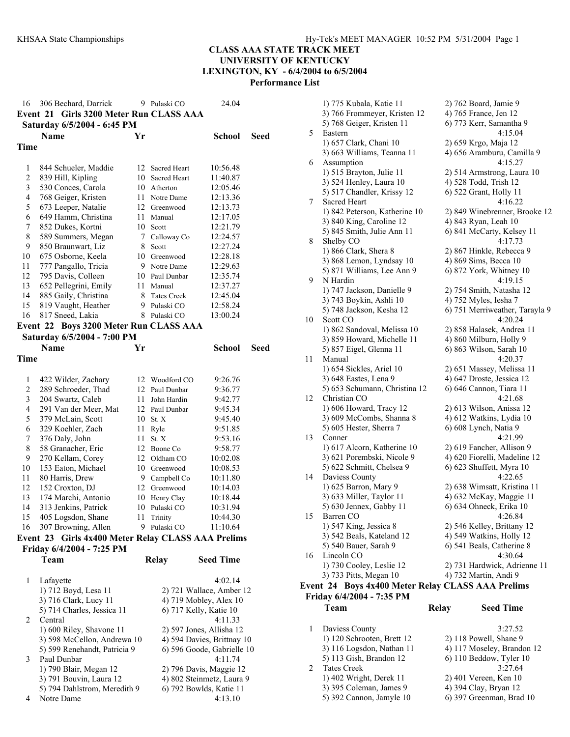# CLASS AAA STATE TRACK MEET
## UNIVERSITY OF KENTUCKY
## LEXINGTON, KY - 6/4/2004 to 6/5/2004
### Performance List

| | | | | | |
|---|---|---|---|---|---|
| 16 | 306 Bechard, Darrick | 9 | Pulaski CO | 24.04 | |

### Event 21 Girls 3200 Meter Run CLASS AAA
**Saturday 6/5/2004 - 6:45 PM**

| | Name | Yr | School | Seed Time |
|---|---|---|---|---|
| 1 | 844 Schueler, Maddie | 12 | Sacred Heart | 10:56.48 |
| 2 | 839 Hill, Kipling | 10 | Sacred Heart | 11:40.87 |
| 3 | 530 Conces, Carola | 10 | Atherton | 12:05.46 |
| 4 | 768 Geiger, Kristen | 11 | Notre Dame | 12:13.36 |
| 5 | 673 Leeper, Natalie | 12 | Greenwood | 12:13.73 |
| 6 | 649 Hamm, Christina | 11 | Manual | 12:17.05 |
| 7 | 852 Dukes, Kortni | 10 | Scott | 12:21.79 |
| 8 | 589 Summers, Megan | 7 | Calloway Co | 12:24.57 |
| 9 | 850 Braunwart, Liz | 8 | Scott | 12:27.24 |
| 10 | 675 Osborne, Keela | 10 | Greenwood | 12:28.18 |
| 11 | 777 Pangallo, Tricia | 9 | Notre Dame | 12:29.63 |
| 12 | 795 Davis, Colleen | 10 | Paul Dunbar | 12:35.74 |
| 13 | 652 Pellegrini, Emily | 11 | Manual | 12:37.27 |
| 14 | 885 Gaily, Christina | 8 | Tates Creek | 12:45.04 |
| 15 | 819 Vaught, Heather | 9 | Pulaski CO | 12:58.24 |
| 16 | 817 Sneed, Lakia | 8 | Pulaski CO | 13:00.24 |

### Event 22 Boys 3200 Meter Run CLASS AAA
**Saturday 6/5/2004 - 7:00 PM**

| | Name | Yr | School | Seed Time |
|---|---|---|---|---|
| 1 | 422 Wilder, Zachary | 12 | Woodford CO | 9:26.76 |
| 2 | 289 Schroeder, Thad | 12 | Paul Dunbar | 9:36.77 |
| 3 | 204 Swartz, Caleb | 11 | John Hardin | 9:42.77 |
| 4 | 291 Van der Meer, Mat | 12 | Paul Dunbar | 9:45.34 |
| 5 | 379 McLain, Scott | 10 | St. X | 9:45.40 |
| 6 | 329 Koehler, Zach | 11 | Ryle | 9:51.85 |
| 7 | 376 Daly, John | 11 | St. X | 9:53.16 |
| 8 | 58 Granacher, Eric | 12 | Boone Co | 9:58.77 |
| 9 | 270 Kellam, Corey | 12 | Oldham CO | 10:02.08 |
| 10 | 153 Eaton, Michael | 10 | Greenwood | 10:08.53 |
| 11 | 80 Harris, Drew | 9 | Campbell Co | 10:11.80 |
| 12 | 152 Croxton, DJ | 12 | Greenwood | 10:14.03 |
| 13 | 174 Marchi, Antonio | 10 | Henry Clay | 10:18.44 |
| 14 | 313 Jenkins, Patrick | 10 | Pulaski CO | 10:31.94 |
| 15 | 405 Logsdon, Shane | 11 | Trinity | 10:44.30 |
| 16 | 307 Browning, Allen | 9 | Pulaski CO | 11:10.64 |

### Event 23 Girls 4x400 Meter Relay CLASS AAA Prelims
**Friday 6/4/2004 - 7:25 PM**

| | Team | Relay | Seed Time |
|---|---|---|---|
| 1 | Lafayette | | 4:02.14 |
| | 1) 712 Boyd, Lesa 11 | 2) 721 Wallace, Amber 12 | |
| | 3) 716 Clark, Lucy 11 | 4) 719 Mobley, Alex 10 | |
| | 5) 714 Charles, Jessica 11 | 6) 717 Kelly, Katie 10 | |
| 2 | Central | | 4:11.33 |
| | 1) 600 Riley, Shavone 11 | 2) 597 Jones, Allisha 12 | |
| | 3) 598 McCellon, Andrewa 10 | 4) 594 Davies, Brittnay 10 | |
| | 5) 599 Renehandt, Patricia 9 | 6) 596 Goode, Gabrielle 10 | |
| 3 | Paul Dunbar | | 4:11.74 |
| | 1) 790 Blair, Megan 12 | 2) 796 Davis, Maggie 12 | |
| | 3) 791 Bouvin, Laura 12 | 4) 802 Steinmetz, Laura 9 | |
| | 5) 794 Dahlstrom, Meredith 9 | 6) 792 Bowlds, Katie 11 | |
| 4 | Notre Dame | | 4:13.10 |
| | 1) 775 Kubala, Katie 11 | 2) 762 Board, Jamie 9 | |
| | 3) 766 Frommeyer, Kristen 12 | 4) 765 France, Jen 12 | |
| | 5) 768 Geiger, Kristen 11 | 6) 773 Kerr, Samantha 9 | |
| 5 | Eastern | | 4:15.04 |
| | 1) 657 Clark, Chani 10 | 2) 659 Krgo, Maja 12 | |
| | 3) 663 Williams, Teanna 11 | 4) 656 Aramburu, Camilla 9 | |
| 6 | Assumption | | 4:15.27 |
| | 1) 515 Brayton, Julie 11 | 2) 514 Armstrong, Laura 10 | |
| | 3) 524 Henley, Laura 10 | 4) 528 Todd, Trish 12 | |
| | 5) 517 Chandler, Krissy 12 | 6) 522 Grant, Holly 11 | |
| 7 | Sacred Heart | | 4:16.22 |
| | 1) 842 Peterson, Katherine 10 | 2) 849 Winebrenner, Brooke 12 | |
| | 3) 840 King, Caroline 12 | 4) 843 Ryan, Leah 10 | |
| | 5) 845 Smith, Julie Ann 11 | 6) 841 McCarty, Kelsey 11 | |
| 8 | Shelby CO | | 4:17.73 |
| | 1) 866 Clark, Shera 8 | 2) 867 Hinkle, Rebecca 9 | |
| | 3) 868 Lemon, Lyndsay 10 | 4) 869 Sims, Becca 10 | |
| | 5) 871 Williams, Lee Ann 9 | 6) 872 York, Whitney 10 | |
| 9 | N Hardin | | 4:19.15 |
| | 1) 747 Jackson, Danielle 9 | 2) 754 Smith, Natasha 12 | |
| | 3) 743 Boykin, Ashli 10 | 4) 752 Myles, Iesha 7 | |
| | 5) 748 Jackson, Kesha 12 | 6) 751 Merriweather, Tarayla 9 | |
| 10 | Scott CO | | 4:20.24 |
| | 1) 862 Sandoval, Melissa 10 | 2) 858 Halasek, Andrea 11 | |
| | 3) 859 Howard, Michelle 11 | 4) 860 Milburn, Holly 9 | |
| | 5) 857 Eigel, Glenna 11 | 6) 863 Wilson, Sarah 10 | |
| 11 | Manual | | 4:20.37 |
| | 1) 654 Sickles, Ariel 10 | 2) 651 Massey, Melissa 11 | |
| | 3) 648 Eastes, Lena 9 | 4) 647 Droste, Jessica 12 | |
| | 5) 653 Schumann, Christina 12 | 6) 646 Cannon, Tiara 11 | |
| 12 | Christian CO | | 4:21.68 |
| | 1) 606 Howard, Tracy 12 | 2) 613 Wilson, Anissa 12 | |
| | 3) 609 McCombs, Shanna 8 | 4) 612 Watkins, Lydia 10 | |
| | 5) 605 Hester, Sherra 7 | 6) 608 Lynch, Natia 9 | |
| 13 | Conner | | 4:21.99 |
| | 1) 617 Alcorn, Katherine 10 | 2) 619 Fancher, Allison 9 | |
| | 3) 621 Porembski, Nicole 9 | 4) 620 Fiorelli, Madeline 12 | |
| | 5) 622 Schmitt, Chelsea 9 | 6) 623 Shuffett, Myra 10 | |
| 14 | Daviess County | | 4:22.65 |
| | 1) 625 Barron, Mary 9 | 2) 638 Wimsatt, Kristina 11 | |
| | 3) 633 Miller, Taylor 11 | 4) 632 McKay, Maggie 11 | |
| | 5) 630 Jennex, Gabby 11 | 6) 634 Ohneck, Erika 10 | |
| 15 | Barren CO | | 4:26.84 |
| | 1) 547 King, Jessica 8 | 2) 546 Kelley, Brittany 12 | |
| | 3) 542 Beals, Kateland 12 | 4) 549 Watkins, Holly 12 | |
| | 5) 540 Bauer, Sarah 9 | 6) 541 Beals, Catherine 8 | |
| 16 | Lincoln CO | | 4:30.64 |
| | 1) 730 Cooley, Leslie 12 | 2) 731 Hardwick, Adrienne 11 | |
| | 3) 733 Pitts, Megan 10 | 4) 732 Martin, Andi 9 | |

### Event 24 Boys 4x400 Meter Relay CLASS AAA Prelims
**Friday 6/4/2004 - 7:35 PM**

| | Team | Relay | Seed Time |
|---|---|---|---|
| 1 | Daviess County | | 3:27.52 |
| | 1) 120 Schrooten, Brett 12 | 2) 118 Powell, Shane 9 | |
| | 3) 116 Logsdon, Nathan 11 | 4) 117 Moseley, Brandon 12 | |
| | 5) 113 Gish, Brandon 12 | 6) 110 Beddow, Tyler 10 | |
| 2 | Tates Creek | | 3:27.64 |
| | 1) 402 Wright, Derek 11 | 2) 401 Vereen, Ken 10 | |
| | 3) 395 Coleman, James 9 | 4) 394 Clay, Bryan 12 | |
| | 5) 392 Cannon, Jamyle 10 | 6) 397 Greenman, Brad 10 | |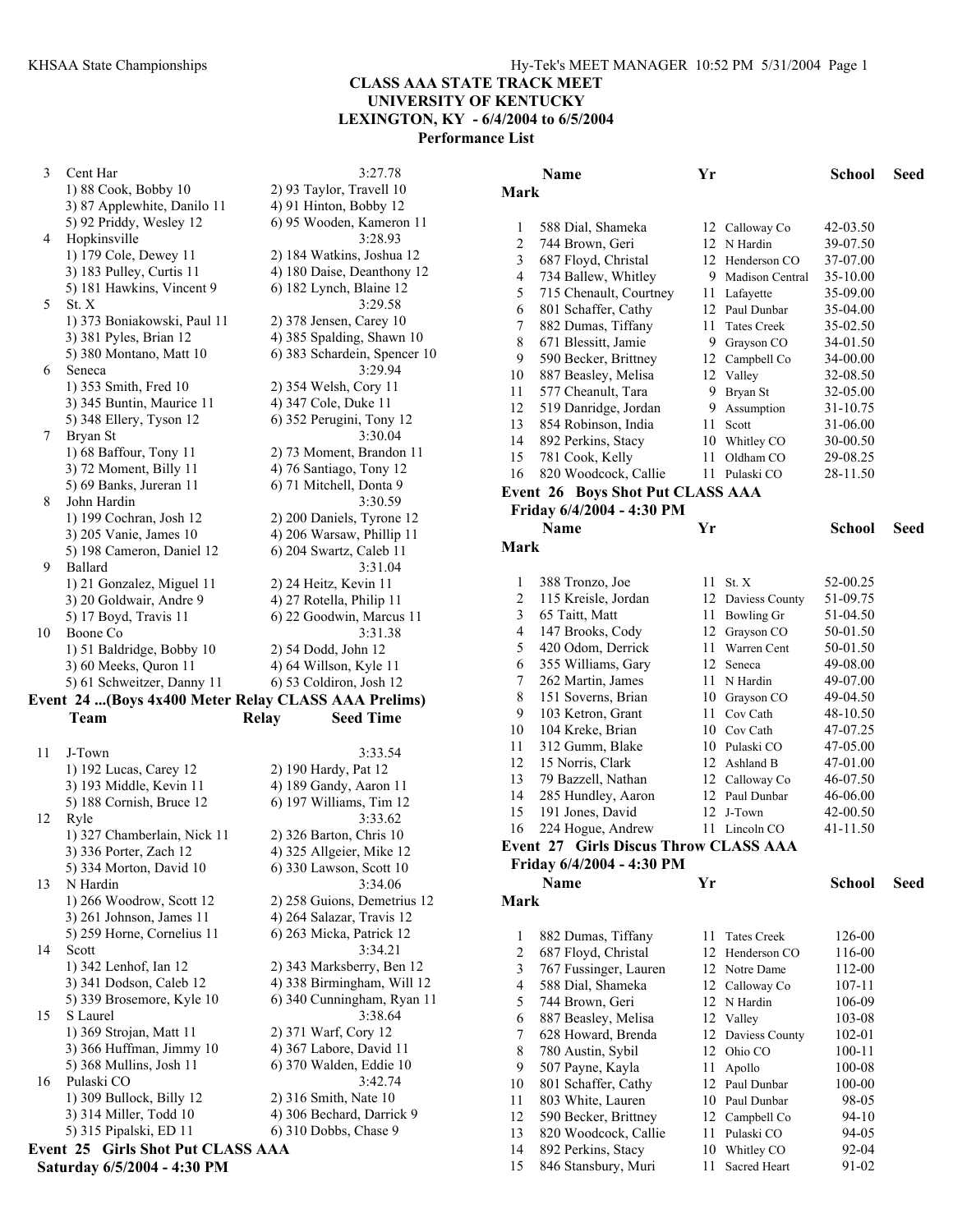# CLASS AAA STATE TRACK MEET
## UNIVERSITY OF KENTUCKY
## LEXINGTON, KY - 6/4/2004 to 6/5/2004
### Performance List

| | Team | Relay | Seed Time |
|---|---|---|---|
| 3 | Cent Har | | 3:27.78 |
| | 1) 88 Cook, Bobby 10 | 2) 93 Taylor, Travell 10 | |
| | 3) 87 Applewhite, Danilo 11 | 4) 91 Hinton, Bobby 12 | |
| | 5) 92 Priddy, Wesley 12 | 6) 95 Wooden, Kameron 11 | |
| 4 | Hopkinsville | | 3:28.93 |
| | 1) 179 Cole, Dewey 11 | 2) 184 Watkins, Joshua 12 | |
| | 3) 183 Pulley, Curtis 11 | 4) 180 Daise, Deanthony 12 | |
| | 5) 181 Hawkins, Vincent 9 | 6) 182 Lynch, Blaine 12 | |
| 5 | St. X | | 3:29.58 |
| | 1) 373 Boniakowski, Paul 11 | 2) 378 Jensen, Carey 10 | |
| | 3) 381 Pyles, Brian 12 | 4) 385 Spalding, Shawn 10 | |
| | 5) 380 Montano, Matt 10 | 6) 383 Schardein, Spencer 10 | |
| 6 | Seneca | | 3:29.94 |
| | 1) 353 Smith, Fred 10 | 2) 354 Welsh, Cory 11 | |
| | 3) 345 Buntin, Maurice 11 | 4) 347 Cole, Duke 11 | |
| | 5) 348 Ellery, Tyson 12 | 6) 352 Perugini, Tony 12 | |
| 7 | Bryan St | | 3:30.04 |
| | 1) 68 Baffour, Tony 11 | 2) 73 Moment, Brandon 11 | |
| | 3) 72 Moment, Billy 11 | 4) 76 Santiago, Tony 12 | |
| | 5) 69 Banks, Jureran 11 | 6) 71 Mitchell, Donta 9 | |
| 8 | John Hardin | | 3:30.59 |
| | 1) 199 Cochran, Josh 12 | 2) 200 Daniels, Tyrone 12 | |
| | 3) 205 Vanie, James 10 | 4) 206 Warsaw, Phillip 11 | |
| | 5) 198 Cameron, Daniel 12 | 6) 204 Swartz, Caleb 11 | |
| 9 | Ballard | | 3:31.04 |
| | 1) 21 Gonzalez, Miguel 11 | 2) 24 Heitz, Kevin 11 | |
| | 3) 20 Goldwair, Andre 9 | 4) 27 Rotella, Philip 11 | |
| | 5) 17 Boyd, Travis 11 | 6) 22 Goodwin, Marcus 11 | |
| 10 | Boone Co | | 3:31.38 |
| | 1) 51 Baldridge, Bobby 10 | 2) 54 Dodd, John 12 | |
| | 3) 60 Meeks, Quron 11 | 4) 64 Willson, Kyle 11 | |
| | 5) 61 Schweitzer, Danny 11 | 6) 53 Coldiron, Josh 12 | |

**Event 24 ...(Boys 4x400 Meter Relay CLASS AAA Prelims)**

| | Team | Relay | Seed Time |
|---|---|---|---|
| 11 | J-Town | | 3:33.54 |
| | 1) 192 Lucas, Carey 12 | 2) 190 Hardy, Pat 12 | |
| | 3) 193 Middle, Kevin 11 | 4) 189 Gandy, Aaron 11 | |
| | 5) 188 Cornish, Bruce 12 | 6) 197 Williams, Tim 12 | |
| 12 | Ryle | | 3:33.62 |
| | 1) 327 Chamberlain, Nick 11 | 2) 326 Barton, Chris 10 | |
| | 3) 336 Porter, Zach 12 | 4) 325 Allgeier, Mike 12 | |
| | 5) 334 Morton, David 10 | 6) 330 Lawson, Scott 10 | |
| 13 | N Hardin | | 3:34.06 |
| | 1) 266 Woodrow, Scott 12 | 2) 258 Guions, Demetrius 12 | |
| | 3) 261 Johnson, James 11 | 4) 264 Salazar, Travis 12 | |
| | 5) 259 Horne, Cornelius 11 | 6) 263 Micka, Patrick 12 | |
| 14 | Scott | | 3:34.21 |
| | 1) 342 Lenhof, Ian 12 | 2) 343 Marksberry, Ben 12 | |
| | 3) 341 Dodson, Caleb 12 | 4) 338 Birmingham, Will 12 | |
| | 5) 339 Brosemore, Kyle 10 | 6) 340 Cunningham, Ryan 11 | |
| 15 | S Laurel | | 3:38.64 |
| | 1) 369 Strojan, Matt 11 | 2) 371 Warf, Cory 12 | |
| | 3) 366 Huffman, Jimmy 10 | 4) 367 Labore, David 11 | |
| | 5) 368 Mullins, Josh 11 | 6) 370 Walden, Eddie 10 | |
| 16 | Pulaski CO | | 3:42.74 |
| | 1) 309 Bullock, Billy 12 | 2) 316 Smith, Nate 10 | |
| | 3) 314 Miller, Todd 10 | 4) 306 Bechard, Darrick 9 | |
| | 5) 315 Pipalski, ED 11 | 6) 310 Dobbs, Chase 9 | |

**Event 25 Girls Shot Put CLASS AAA**

**Saturday 6/5/2004 - 4:30 PM**

| | Name | Yr | School | Seed Mark |
|---|---|---|---|---|
| 1 | 588 Dial, Shameka | 12 | Calloway Co | 42-03.50 |
| 2 | 744 Brown, Geri | 12 | N Hardin | 39-07.50 |
| 3 | 687 Floyd, Christal | 12 | Henderson CO | 37-07.00 |
| 4 | 734 Ballew, Whitley | 9 | Madison Central | 35-10.00 |
| 5 | 715 Chenault, Courtney | 11 | Lafayette | 35-09.00 |
| 6 | 801 Schaffer, Cathy | 12 | Paul Dunbar | 35-04.00 |
| 7 | 882 Dumas, Tiffany | 11 | Tates Creek | 35-02.50 |
| 8 | 671 Blessitt, Jamie | 9 | Grayson CO | 34-01.50 |
| 9 | 590 Becker, Brittney | 12 | Campbell Co | 34-00.00 |
| 10 | 887 Beasley, Melisa | 12 | Valley | 32-08.50 |
| 11 | 577 Cheanult, Tara | 9 | Bryan St | 32-05.00 |
| 12 | 519 Danridge, Jordan | 9 | Assumption | 31-10.75 |
| 13 | 854 Robinson, India | 11 | Scott | 31-06.00 |
| 14 | 892 Perkins, Stacy | 10 | Whitley CO | 30-00.50 |
| 15 | 781 Cook, Kelly | 11 | Oldham CO | 29-08.25 |
| 16 | 820 Woodcock, Callie | 11 | Pulaski CO | 28-11.50 |

**Event 26 Boys Shot Put CLASS AAA**

**Friday 6/4/2004 - 4:30 PM**

| | Name | Yr | School | Seed Mark |
|---|---|---|---|---|
| 1 | 388 Tronzo, Joe | 11 | St. X | 52-00.25 |
| 2 | 115 Kreisle, Jordan | 12 | Daviess County | 51-09.75 |
| 3 | 65 Taitt, Matt | 11 | Bowling Gr | 51-04.50 |
| 4 | 147 Brooks, Cody | 12 | Grayson CO | 50-01.50 |
| 5 | 420 Odom, Derrick | 11 | Warren Cent | 50-01.50 |
| 6 | 355 Williams, Gary | 12 | Seneca | 49-08.00 |
| 7 | 262 Martin, James | 11 | N Hardin | 49-07.00 |
| 8 | 151 Soverns, Brian | 10 | Grayson CO | 49-04.50 |
| 9 | 103 Ketron, Grant | 11 | Cov Cath | 48-10.50 |
| 10 | 104 Kreke, Brian | 10 | Cov Cath | 47-07.25 |
| 11 | 312 Gumm, Blake | 10 | Pulaski CO | 47-05.00 |
| 12 | 15 Norris, Clark | 12 | Ashland B | 47-01.00 |
| 13 | 79 Bazzell, Nathan | 12 | Calloway Co | 46-07.50 |
| 14 | 285 Hundley, Aaron | 12 | Paul Dunbar | 46-06.00 |
| 15 | 191 Jones, David | 12 | J-Town | 42-00.50 |
| 16 | 224 Hogue, Andrew | 11 | Lincoln CO | 41-11.50 |

**Event 27 Girls Discus Throw CLASS AAA**

**Friday 6/4/2004 - 4:30 PM**

| | Name | Yr | School | Seed Mark |
|---|---|---|---|---|
| 1 | 882 Dumas, Tiffany | 11 | Tates Creek | 126-00 |
| 2 | 687 Floyd, Christal | 12 | Henderson CO | 116-00 |
| 3 | 767 Fussinger, Lauren | 12 | Notre Dame | 112-00 |
| 4 | 588 Dial, Shameka | 12 | Calloway Co | 107-11 |
| 5 | 744 Brown, Geri | 12 | N Hardin | 106-09 |
| 6 | 887 Beasley, Melisa | 12 | Valley | 103-08 |
| 7 | 628 Howard, Brenda | 12 | Daviess County | 102-01 |
| 8 | 780 Austin, Sybil | 12 | Ohio CO | 100-11 |
| 9 | 507 Payne, Kayla | 11 | Apollo | 100-08 |
| 10 | 801 Schaffer, Cathy | 12 | Paul Dunbar | 100-00 |
| 11 | 803 White, Lauren | 10 | Paul Dunbar | 98-05 |
| 12 | 590 Becker, Brittney | 12 | Campbell Co | 94-10 |
| 13 | 820 Woodcock, Callie | 11 | Pulaski CO | 94-05 |
| 14 | 892 Perkins, Stacy | 10 | Whitley CO | 92-04 |
| 15 | 846 Stansbury, Muri | 11 | Sacred Heart | 91-02 |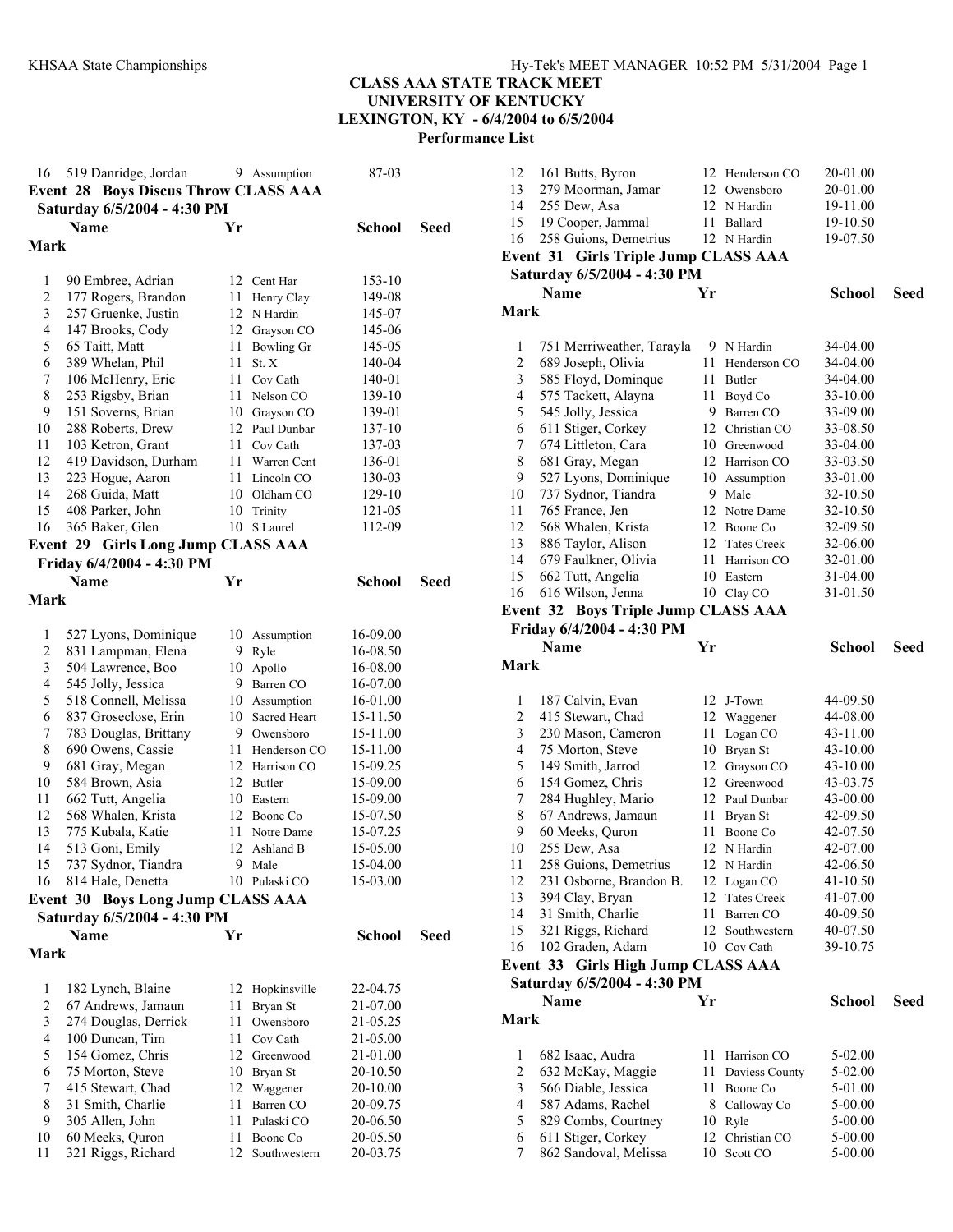# CLASS AAA STATE TRACK MEET
## UNIVERSITY OF KENTUCKY
## LEXINGTON, KY - 6/4/2004 to 6/5/2004
### Performance List

| | Name | Yr | School | Seed Mark |
|---|---|---|---|---|
| 16 | 519 Danridge, Jordan | 9 | Assumption | 87-03 |

**Event 28 Boys Discus Throw CLASS AAA**
**Saturday 6/5/2004 - 4:30 PM**

| | Name | Yr | School | Seed Mark |
|---|---|---|---|---|
| 1 | 90 Embree, Adrian | 12 | Cent Har | 153-10 |
| 2 | 177 Rogers, Brandon | 11 | Henry Clay | 149-08 |
| 3 | 257 Gruenke, Justin | 12 | N Hardin | 145-07 |
| 4 | 147 Brooks, Cody | 12 | Grayson CO | 145-06 |
| 5 | 65 Taitt, Matt | 11 | Bowling Gr | 145-05 |
| 6 | 389 Whelan, Phil | 11 | St. X | 140-04 |
| 7 | 106 McHenry, Eric | 11 | Cov Cath | 140-01 |
| 8 | 253 Rigsby, Brian | 11 | Nelson CO | 139-10 |
| 9 | 151 Soverns, Brian | 10 | Grayson CO | 139-01 |
| 10 | 288 Roberts, Drew | 12 | Paul Dunbar | 137-10 |
| 11 | 103 Ketron, Grant | 11 | Cov Cath | 137-03 |
| 12 | 419 Davidson, Durham | 11 | Warren Cent | 136-01 |
| 13 | 223 Hogue, Aaron | 11 | Lincoln CO | 130-03 |
| 14 | 268 Guida, Matt | 10 | Oldham CO | 129-10 |
| 15 | 408 Parker, John | 10 | Trinity | 121-05 |
| 16 | 365 Baker, Glen | 10 | S Laurel | 112-09 |

**Event 29 Girls Long Jump CLASS AAA**
**Friday 6/4/2004 - 4:30 PM**

| | Name | Yr | School | Seed Mark |
|---|---|---|---|---|
| 1 | 527 Lyons, Dominique | 10 | Assumption | 16-09.00 |
| 2 | 831 Lampman, Elena | 9 | Ryle | 16-08.50 |
| 3 | 504 Lawrence, Boo | 10 | Apollo | 16-08.00 |
| 4 | 545 Jolly, Jessica | 9 | Barren CO | 16-07.00 |
| 5 | 518 Connell, Melissa | 10 | Assumption | 16-01.00 |
| 6 | 837 Groseclose, Erin | 10 | Sacred Heart | 15-11.50 |
| 7 | 783 Douglas, Brittany | 9 | Owensboro | 15-11.00 |
| 8 | 690 Owens, Cassie | 11 | Henderson CO | 15-11.00 |
| 9 | 681 Gray, Megan | 12 | Harrison CO | 15-09.25 |
| 10 | 584 Brown, Asia | 12 | Butler | 15-09.00 |
| 11 | 662 Tutt, Angelia | 10 | Eastern | 15-09.00 |
| 12 | 568 Whalen, Krista | 12 | Boone Co | 15-07.50 |
| 13 | 775 Kubala, Katie | 11 | Notre Dame | 15-07.25 |
| 14 | 513 Goni, Emily | 12 | Ashland B | 15-05.00 |
| 15 | 737 Sydnor, Tiandra | 9 | Male | 15-04.00 |
| 16 | 814 Hale, Denetta | 10 | Pulaski CO | 15-03.00 |

**Event 30 Boys Long Jump CLASS AAA**
**Saturday 6/5/2004 - 4:30 PM**

| | Name | Yr | School | Seed Mark |
|---|---|---|---|---|
| 1 | 182 Lynch, Blaine | 12 | Hopkinsville | 22-04.75 |
| 2 | 67 Andrews, Jamaun | 11 | Bryan St | 21-07.00 |
| 3 | 274 Douglas, Derrick | 11 | Owensboro | 21-05.25 |
| 4 | 100 Duncan, Tim | 11 | Cov Cath | 21-05.00 |
| 5 | 154 Gomez, Chris | 12 | Greenwood | 21-01.00 |
| 6 | 75 Morton, Steve | 10 | Bryan St | 20-10.50 |
| 7 | 415 Stewart, Chad | 12 | Waggener | 20-10.00 |
| 8 | 31 Smith, Charlie | 11 | Barren CO | 20-09.75 |
| 9 | 305 Allen, John | 11 | Pulaski CO | 20-06.50 |
| 10 | 60 Meeks, Quron | 11 | Boone Co | 20-05.50 |
| 11 | 321 Riggs, Richard | 12 | Southwestern | 20-03.75 |
| 12 | 161 Butts, Byron | 12 | Henderson CO | 20-01.00 |
| 13 | 279 Moorman, Jamar | 12 | Owensboro | 20-01.00 |
| 14 | 255 Dew, Asa | 12 | N Hardin | 19-11.00 |
| 15 | 19 Cooper, Jammal | 11 | Ballard | 19-10.50 |
| 16 | 258 Guions, Demetrius | 12 | N Hardin | 19-07.50 |

**Event 31 Girls Triple Jump CLASS AAA**
**Saturday 6/5/2004 - 4:30 PM**

| | Name | Yr | School | Seed Mark |
|---|---|---|---|---|
| 1 | 751 Merriweather, Tarayla | 9 | N Hardin | 34-04.00 |
| 2 | 689 Joseph, Olivia | 11 | Henderson CO | 34-04.00 |
| 3 | 585 Floyd, Dominque | 11 | Butler | 34-04.00 |
| 4 | 575 Tackett, Alayna | 11 | Boyd Co | 33-10.00 |
| 5 | 545 Jolly, Jessica | 9 | Barren CO | 33-09.00 |
| 6 | 611 Stiger, Corkey | 12 | Christian CO | 33-08.50 |
| 7 | 674 Littleton, Cara | 10 | Greenwood | 33-04.00 |
| 8 | 681 Gray, Megan | 12 | Harrison CO | 33-03.50 |
| 9 | 527 Lyons, Dominique | 10 | Assumption | 33-01.00 |
| 10 | 737 Sydnor, Tiandra | 9 | Male | 32-10.50 |
| 11 | 765 France, Jen | 12 | Notre Dame | 32-10.50 |
| 12 | 568 Whalen, Krista | 12 | Boone Co | 32-09.50 |
| 13 | 886 Taylor, Alison | 12 | Tates Creek | 32-06.00 |
| 14 | 679 Faulkner, Olivia | 11 | Harrison CO | 32-01.00 |
| 15 | 662 Tutt, Angelia | 10 | Eastern | 31-04.00 |
| 16 | 616 Wilson, Jenna | 10 | Clay CO | 31-01.50 |

**Event 32 Boys Triple Jump CLASS AAA**
**Friday 6/4/2004 - 4:30 PM**

| | Name | Yr | School | Seed Mark |
|---|---|---|---|---|
| 1 | 187 Calvin, Evan | 12 | J-Town | 44-09.50 |
| 2 | 415 Stewart, Chad | 12 | Waggener | 44-08.00 |
| 3 | 230 Mason, Cameron | 11 | Logan CO | 43-11.00 |
| 4 | 75 Morton, Steve | 10 | Bryan St | 43-10.00 |
| 5 | 149 Smith, Jarrod | 12 | Grayson CO | 43-10.00 |
| 6 | 154 Gomez, Chris | 12 | Greenwood | 43-03.75 |
| 7 | 284 Hughley, Mario | 12 | Paul Dunbar | 43-00.00 |
| 8 | 67 Andrews, Jamaun | 11 | Bryan St | 42-09.50 |
| 9 | 60 Meeks, Quron | 11 | Boone Co | 42-07.50 |
| 10 | 255 Dew, Asa | 12 | N Hardin | 42-07.00 |
| 11 | 258 Guions, Demetrius | 12 | N Hardin | 42-06.50 |
| 12 | 231 Osborne, Brandon B. | 12 | Logan CO | 41-10.50 |
| 13 | 394 Clay, Bryan | 12 | Tates Creek | 41-07.00 |
| 14 | 31 Smith, Charlie | 11 | Barren CO | 40-09.50 |
| 15 | 321 Riggs, Richard | 12 | Southwestern | 40-07.50 |
| 16 | 102 Graden, Adam | 10 | Cov Cath | 39-10.75 |

**Event 33 Girls High Jump CLASS AAA**
**Saturday 6/5/2004 - 4:30 PM**

| | Name | Yr | School | Seed Mark |
|---|---|---|---|---|
| 1 | 682 Isaac, Audra | 11 | Harrison CO | 5-02.00 |
| 2 | 632 McKay, Maggie | 11 | Daviess County | 5-02.00 |
| 3 | 566 Diable, Jessica | 11 | Boone Co | 5-01.00 |
| 4 | 587 Adams, Rachel | 8 | Calloway Co | 5-00.00 |
| 5 | 829 Combs, Courtney | 10 | Ryle | 5-00.00 |
| 6 | 611 Stiger, Corkey | 12 | Christian CO | 5-00.00 |
| 7 | 862 Sandoval, Melissa | 10 | Scott CO | 5-00.00 |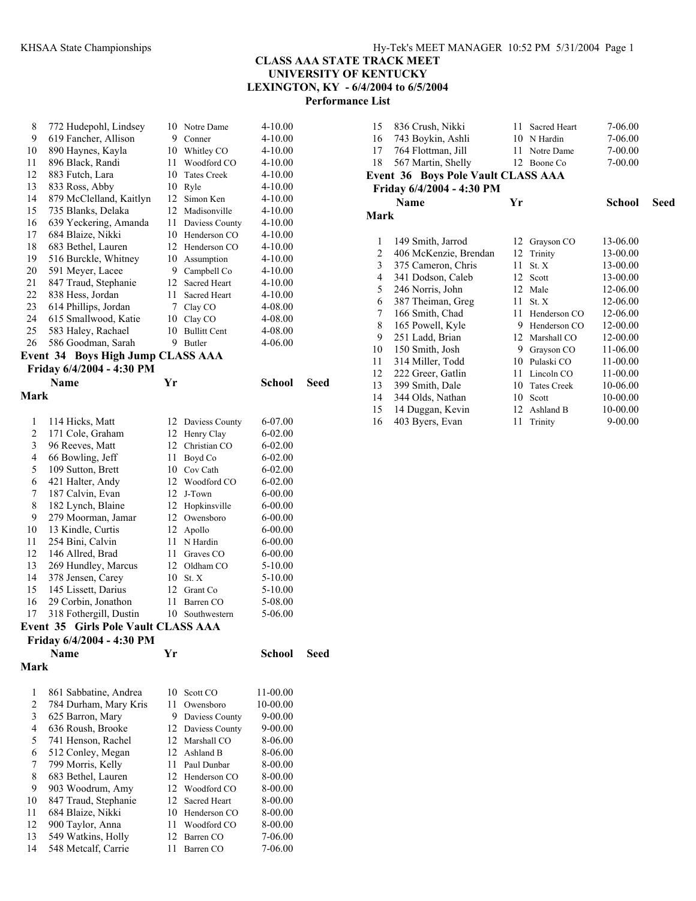## CLASS AAA STATE TRACK MEET
## UNIVERSITY OF KENTUCKY
## LEXINGTON, KY - 6/4/2004 to 6/5/2004
### Performance List

| | Name | Yr | School | Seed Mark |
|---|---|---|---|---|
| 8 | 772 Hudepohl, Lindsey | 10 | Notre Dame | 4-10.00 |
| 9 | 619 Fancher, Allison | 9 | Conner | 4-10.00 |
| 10 | 890 Haynes, Kayla | 10 | Whitley CO | 4-10.00 |
| 11 | 896 Black, Randi | 11 | Woodford CO | 4-10.00 |
| 12 | 883 Futch, Lara | 10 | Tates Creek | 4-10.00 |
| 13 | 833 Ross, Abby | 10 | Ryle | 4-10.00 |
| 14 | 879 McClelland, Kaitlyn | 12 | Simon Ken | 4-10.00 |
| 15 | 735 Blanks, Delaka | 12 | Madisonville | 4-10.00 |
| 16 | 639 Yeckering, Amanda | 11 | Daviess County | 4-10.00 |
| 17 | 684 Blaize, Nikki | 10 | Henderson CO | 4-10.00 |
| 18 | 683 Bethel, Lauren | 12 | Henderson CO | 4-10.00 |
| 19 | 516 Burckle, Whitney | 10 | Assumption | 4-10.00 |
| 20 | 591 Meyer, Lacee | 9 | Campbell Co | 4-10.00 |
| 21 | 847 Traud, Stephanie | 12 | Sacred Heart | 4-10.00 |
| 22 | 838 Hess, Jordan | 11 | Sacred Heart | 4-10.00 |
| 23 | 614 Phillips, Jordan | 7 | Clay CO | 4-08.00 |
| 24 | 615 Smallwood, Katie | 10 | Clay CO | 4-08.00 |
| 25 | 583 Haley, Rachael | 10 | Bullitt Cent | 4-08.00 |
| 26 | 586 Goodman, Sarah | 9 | Butler | 4-06.00 |

### Event 34 Boys High Jump CLASS AAA
**Friday 6/4/2004 - 4:30 PM**

| | Name | Yr | School | Seed Mark |
|---|---|---|---|---|
| 1 | 114 Hicks, Matt | 12 | Daviess County | 6-07.00 |
| 2 | 171 Cole, Graham | 12 | Henry Clay | 6-02.00 |
| 3 | 96 Reeves, Matt | 12 | Christian CO | 6-02.00 |
| 4 | 66 Bowling, Jeff | 11 | Boyd Co | 6-02.00 |
| 5 | 109 Sutton, Brett | 10 | Cov Cath | 6-02.00 |
| 6 | 421 Halter, Andy | 12 | Woodford CO | 6-02.00 |
| 7 | 187 Calvin, Evan | 12 | J-Town | 6-00.00 |
| 8 | 182 Lynch, Blaine | 12 | Hopkinsville | 6-00.00 |
| 9 | 279 Moorman, Jamar | 12 | Owensboro | 6-00.00 |
| 10 | 13 Kindle, Curtis | 12 | Apollo | 6-00.00 |
| 11 | 254 Bini, Calvin | 11 | N Hardin | 6-00.00 |
| 12 | 146 Allred, Brad | 11 | Graves CO | 6-00.00 |
| 13 | 269 Hundley, Marcus | 12 | Oldham CO | 5-10.00 |
| 14 | 378 Jensen, Carey | 10 | St. X | 5-10.00 |
| 15 | 145 Lissett, Darius | 12 | Grant Co | 5-10.00 |
| 16 | 29 Corbin, Jonathon | 11 | Barren CO | 5-08.00 |
| 17 | 318 Fothergill, Dustin | 10 | Southwestern | 5-06.00 |

### Event 35 Girls Pole Vault CLASS AAA
**Friday 6/4/2004 - 4:30 PM**

| | Name | Yr | School | Seed Mark |
|---|---|---|---|---|
| 1 | 861 Sabbatine, Andrea | 10 | Scott CO | 11-00.00 |
| 2 | 784 Durham, Mary Kris | 11 | Owensboro | 10-00.00 |
| 3 | 625 Barron, Mary | 9 | Daviess County | 9-00.00 |
| 4 | 636 Roush, Brooke | 12 | Daviess County | 9-00.00 |
| 5 | 741 Henson, Rachel | 12 | Marshall CO | 8-06.00 |
| 6 | 512 Conley, Megan | 12 | Ashland B | 8-06.00 |
| 7 | 799 Morris, Kelly | 11 | Paul Dunbar | 8-00.00 |
| 8 | 683 Bethel, Lauren | 12 | Henderson CO | 8-00.00 |
| 9 | 903 Woodrum, Amy | 12 | Woodford CO | 8-00.00 |
| 10 | 847 Traud, Stephanie | 12 | Sacred Heart | 8-00.00 |
| 11 | 684 Blaize, Nikki | 10 | Henderson CO | 8-00.00 |
| 12 | 900 Taylor, Anna | 11 | Woodford CO | 8-00.00 |
| 13 | 549 Watkins, Holly | 12 | Barren CO | 7-06.00 |
| 14 | 548 Metcalf, Carrie | 11 | Barren CO | 7-06.00 |
| 15 | 836 Crush, Nikki | 11 | Sacred Heart | 7-06.00 |
| 16 | 743 Boykin, Ashli | 10 | N Hardin | 7-06.00 |
| 17 | 764 Flottman, Jill | 11 | Notre Dame | 7-00.00 |
| 18 | 567 Martin, Shelly | 12 | Boone Co | 7-00.00 |

### Event 36 Boys Pole Vault CLASS AAA
**Friday 6/4/2004 - 4:30 PM**

| | Name | Yr | School | Seed Mark |
|---|---|---|---|---|
| 1 | 149 Smith, Jarrod | 12 | Grayson CO | 13-06.00 |
| 2 | 406 McKenzie, Brendan | 12 | Trinity | 13-00.00 |
| 3 | 375 Cameron, Chris | 11 | St. X | 13-00.00 |
| 4 | 341 Dodson, Caleb | 12 | Scott | 13-00.00 |
| 5 | 246 Norris, John | 12 | Male | 12-06.00 |
| 6 | 387 Theiman, Greg | 11 | St. X | 12-06.00 |
| 7 | 166 Smith, Chad | 11 | Henderson CO | 12-06.00 |
| 8 | 165 Powell, Kyle | 9 | Henderson CO | 12-00.00 |
| 9 | 251 Ladd, Brian | 12 | Marshall CO | 12-00.00 |
| 10 | 150 Smith, Josh | 9 | Grayson CO | 11-06.00 |
| 11 | 314 Miller, Todd | 10 | Pulaski CO | 11-00.00 |
| 12 | 222 Greer, Gatlin | 11 | Lincoln CO | 11-00.00 |
| 13 | 399 Smith, Dale | 10 | Tates Creek | 10-06.00 |
| 14 | 344 Olds, Nathan | 10 | Scott | 10-00.00 |
| 15 | 14 Duggan, Kevin | 12 | Ashland B | 10-00.00 |
| 16 | 403 Byers, Evan | 11 | Trinity | 9-00.00 |